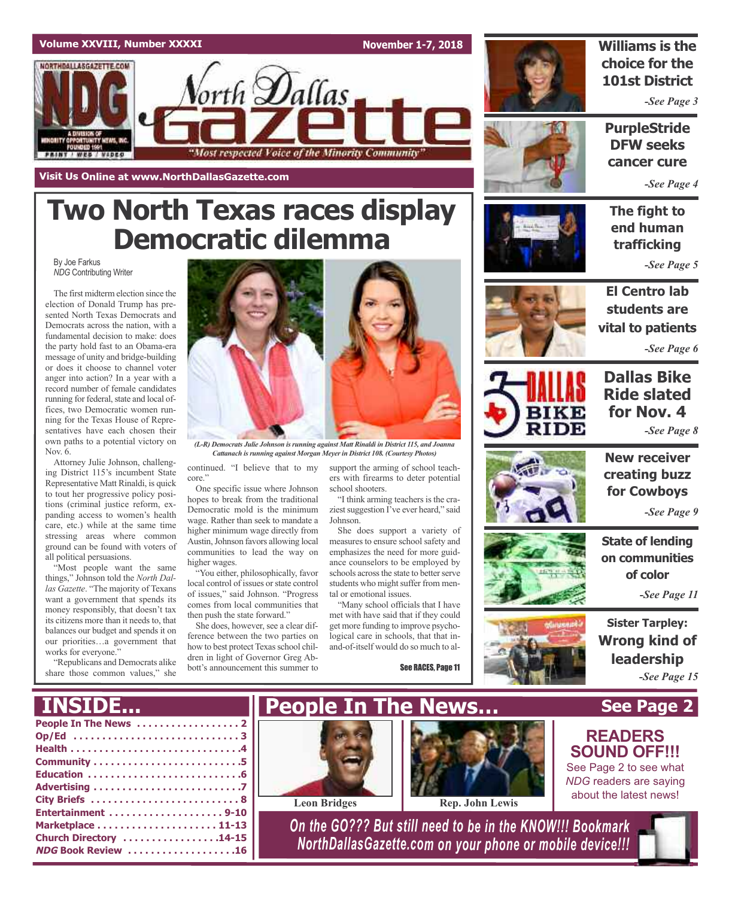Volume XXVIII, Number XXXXI — November 1-7, 2018

# North Dallas Gazette

"Most respected Voice of the Minority Community"

Visit Us Online at www.NorthDallasGazette.com

# Two North Texas races display Democratic dilemma

By Joe Farkus
*NDG* Contributing Writer

The first midterm election since the election of Donald Trump has presented North Texas Democrats and Democrats across the nation, with a fundamental decision to make: does the party hold fast to an Obama-era message of unity and bridge-building or does it choose to channel voter anger into action? In a year with a record number of female candidates running for federal, state and local offices, two Democratic women running for the Texas House of Representatives have each chosen their own paths to a potential victory on Nov. 6.

Attorney Julie Johnson, challenging District 115's incumbent State Representative Matt Rinaldi, is quick to tout her progressive policy positions (criminal justice reform, expanding access to women's health care, etc.) while at the same time stressing areas where common ground can be found with voters of all political persuasions.

"Most people want the same things," Johnson told the *North Dallas Gazette*. "The majority of Texans want a government that spends its money responsibly, that doesn't tax its citizens more than it needs to, that balances our budget and spends it on our priorities…a government that works for everyone."

"Republicans and Democrats alike share those common values," she continued. "I believe that to my core."

*(L-R) Democrats Julie Johnson is running against Matt Rinaldi in District 115, and Joanna Cattanach is running against Morgan Meyer in District 108. (Courtesy Photos)*

One specific issue where Johnson hopes to break from the traditional Democratic mold is the minimum wage. Rather than seek to mandate a higher minimum wage directly from Austin, Johnson favors allowing local communities to lead the way on higher wages.

"You either, philosophically, favor local control of issues or state control of issues," said Johnson. "Progress comes from local communities that then push the state forward."

She does, however, see a clear difference between the two parties on how to best protect Texas school children in light of Governor Greg Abbott's announcement this summer to support the arming of school teachers with firearms to deter potential school shooters.

"I think arming teachers is the craziest suggestion I've ever heard," said Johnson.

She does support a variety of measures to ensure school safety and emphasizes the need for more guidance counselors to be employed by schools across the state to better serve students who might suffer from mental or emotional issues.

"Many school officials that I have met with have said that if they could get more funding to improve psychological care in schools, that that in-and-of-itself would do so much to al-

See RACES, Page 11

---

**Williams is the choice for the 101st District** — *See Page 3*

**PurpleStride DFW seeks cancer cure** — *See Page 4*

**The fight to end human trafficking** — *See Page 5*

**El Centro lab students are vital to patients** — *See Page 6*

**Dallas Bike Ride slated for Nov. 4** — *See Page 8*

**New receiver creating buzz for Cowboys** — *See Page 9*

**State of lending on communities of color** — *See Page 11*

**Sister Tarpley: Wrong kind of leadership** — *See Page 15*

---

## INSIDE...

- People In The News .................. 2
- Op/Ed .................................. 3
- Health .................................. 4
- Community .............................. 5
- Education ............................... 6
- Advertising ............................. 7
- City Briefs ............................. 8
- Entertainment ........................ 9-10
- Marketplace ......................... 11-13
- Church Directory .................. 14-15
- *NDG* Book Review ..................... 16

## People In The News... See Page 2

Leon Bridges

Rep. John Lewis

**READERS SOUND OFF!!!**
See Page 2 to see what *NDG* readers are saying about the latest news!

*On the GO??? But still need to be in the KNOW!!! Bookmark NorthDallasGazette.com on your phone or mobile device!!!*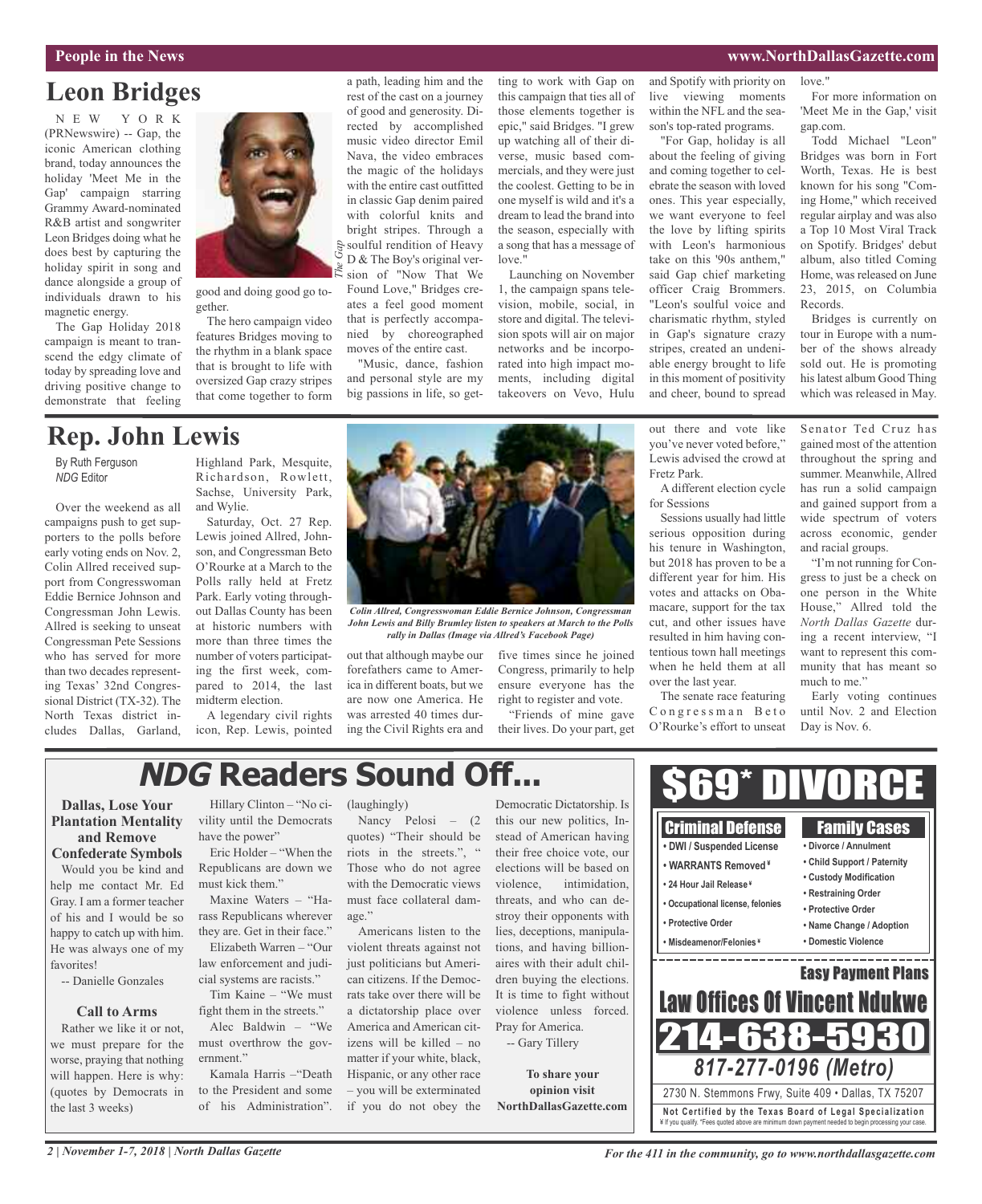## Leon Bridges

NEW YORK (PRNewswire) -- Gap, the iconic American clothing brand, today announces the holiday 'Meet Me in the Gap' campaign starring Grammy Award-nominated R&B artist and songwriter Leon Bridges doing what he does best by capturing the holiday spirit in song and dance alongside a group of individuals drawn to his magnetic energy.

The Gap Holiday 2018 campaign is meant to transcend the edgy climate of today by spreading love and driving positive change to demonstrate that feeling good and doing good go together.

The hero campaign video features Bridges moving to the rhythm in a blank space that is brought to life with oversized Gap crazy stripes that come together to form a path, leading him and the rest of the cast on a journey of good and generosity. Directed by accomplished music video director Emil Nava, the video embraces the magic of the holidays with the entire cast outfitted in classic Gap denim paired with colorful knits and bright stripes. Through a soulful rendition of Heavy D & The Boy's original version of "Now That We Found Love," Bridges creates a feel good moment that is perfectly accompanied by choreographed moves of the entire cast.

*The Gap*

"Music, dance, fashion and personal style are my big passions in life, so getting to work with Gap on this campaign that ties all of those elements together is epic," said Bridges. "I grew up watching all of their diverse, music based commercials, and they were just the coolest. Getting to be in one myself is wild and it's a dream to lead the brand into the season, especially with a song that has a message of love."

Launching on November 1, the campaign spans television, mobile, social, in store and digital. The television spots will air on major networks and be incorporated into high impact moments, including digital takeovers on Vevo, Hulu and Spotify with priority on live viewing moments within the NFL and the season's top-rated programs.

"For Gap, holiday is all about the feeling of giving and coming together to celebrate the season with loved ones. This year especially, we want everyone to feel the love by lifting spirits with Leon's harmonious take on this '90s anthem," said Gap chief marketing officer Craig Brommers. "Leon's soulful voice and charismatic rhythm, styled in Gap's signature crazy stripes, created an undeniable energy brought to life in this moment of positivity and cheer, bound to spread love."

For more information on 'Meet Me in the Gap,' visit gap.com.

Todd Michael "Leon" Bridges was born in Fort Worth, Texas. He is best known for his song "Coming Home," which received regular airplay and was also a Top 10 Most Viral Track on Spotify. Bridges' debut album, also titled Coming Home, was released on June 23, 2015, on Columbia Records.

Bridges is currently on tour in Europe with a number of the shows already sold out. He is promoting his latest album Good Thing which was released in May.

## Rep. John Lewis

By Ruth Ferguson
*NDG* Editor

Over the weekend as all campaigns push to get supporters to the polls before early voting ends on Nov. 2, Colin Allred received support from Congresswoman Eddie Bernice Johnson and Congressman John Lewis. Allred is seeking to unseat Congressman Pete Sessions who has served for more than two decades representing Texas' 32nd Congressional District (TX-32). The North Texas district includes Dallas, Garland, Highland Park, Mesquite, Richardson, Rowlett, Sachse, University Park, and Wylie.

Saturday, Oct. 27 Rep. Lewis joined Allred, Johnson, and Congressman Beto O'Rourke at a March to the Polls rally held at Fretz Park. Early voting throughout Dallas County has been at historic numbers with more than three times the number of voters participating the first week, compared to 2014, the last midterm election.

A legendary civil rights icon, Rep. Lewis, pointed out that although maybe our forefathers came to America in different boats, but we are now one America. He was arrested 40 times during the Civil Rights era and five times since he joined Congress, primarily to help ensure everyone has the right to register and vote.

*Colin Allred, Congresswoman Eddie Bernice Johnson, Congressman John Lewis and Billy Brumley listen to speakers at March to the Polls rally in Dallas (Image via Allred's Facebook Page)*

"Friends of mine gave their lives. Do your part, get out there and vote like you've never voted before," Lewis advised the crowd at Fretz Park.

A different election cycle for Sessions

Sessions usually had little serious opposition during his tenure in Washington, but 2018 has proven to be a different year for him. His votes and attacks on Obamacare, support for the tax cut, and other issues have resulted in him having contentious town hall meetings when he held them at all over the last year.

The senate race featuring Congressman Beto O'Rourke's effort to unseat Senator Ted Cruz has gained most of the attention throughout the spring and summer. Meanwhile, Allred has run a solid campaign and gained support from a wide spectrum of voters across economic, gender and racial groups.

"I'm not running for Congress to just be a check on one person in the White House," Allred told the *North Dallas Gazette* during a recent interview, "I want to represent this community that has meant so much to me."

Early voting continues until Nov. 2 and Election Day is Nov. 6.

## *NDG* Readers Sound Off...

### Dallas, Lose Your Plantation Mentality and Remove Confederate Symbols

Would you be kind and help me contact Mr. Ed Gray. I am a former teacher of his and I would be so happy to catch up with him. He was always one of my favorites!

-- Danielle Gonzales

### Call to Arms

Rather we like it or not, we must prepare for the worse, praying that nothing will happen. Here is why: (quotes by Democrats in the last 3 weeks)

Hillary Clinton – "No civility until the Democrats have the power"

Eric Holder – "When the Republicans are down we must kick them."

Maxine Waters – "Harass Republicans wherever they are. Get in their face."

Elizabeth Warren – "Our law enforcement and judicial systems are racists."

Tim Kaine – "We must fight them in the streets."

Alec Baldwin – "We must overthrow the government."

Kamala Harris –"Death to the President and some of his Administration". (laughingly)

Nancy Pelosi – (2 quotes) "Their should be riots in the streets.", " Those who do not agree with the Democratic views must face collateral damage."

Americans listen to the violent threats against not just politicians but American citizens. If the Democrats take over there will be a dictatorship place over America and American citizens will be killed – no matter if your white, black, Hispanic, or any other race – you will be exterminated if you do not obey the Democratic Dictatorship. Is this our new politics, Instead of American having their free choice vote, our elections will be based on violence, intimidation, threats, and who can destroy their opponents with lies, deceptions, manipulations, and having billionaires with their adult children buying the elections. It is time to fight without violence unless forced. Pray for America.

-- Gary Tillery

**To share your opinion visit NorthDallasGazette.com**

# $69* DIVORCE

**Criminal Defense**
- DWI / Suspended License
- WARRANTS Removed¥
- 24 Hour Jail Release¥
- Occupational license, felonies
- Protective Order
- Misdeamenor/Felonies¥

**Family Cases**
- Divorce / Annulment
- Child Support / Paternity
- Custody Modification
- Restraining Order
- Protective Order
- Name Change / Adoption
- Domestic Violence

**Easy Payment Plans**

**Law Offices Of Vincent Ndukwe**

**214-638-5930**

*817-277-0196 (Metro)*

2730 N. Stemmons Frwy, Suite 409 • Dallas, TX 75207

**Not Certified by the Texas Board of Legal Specialization**
¥ If you qualify. *Fees quoted above are minimum down payment needed to begin processing your case.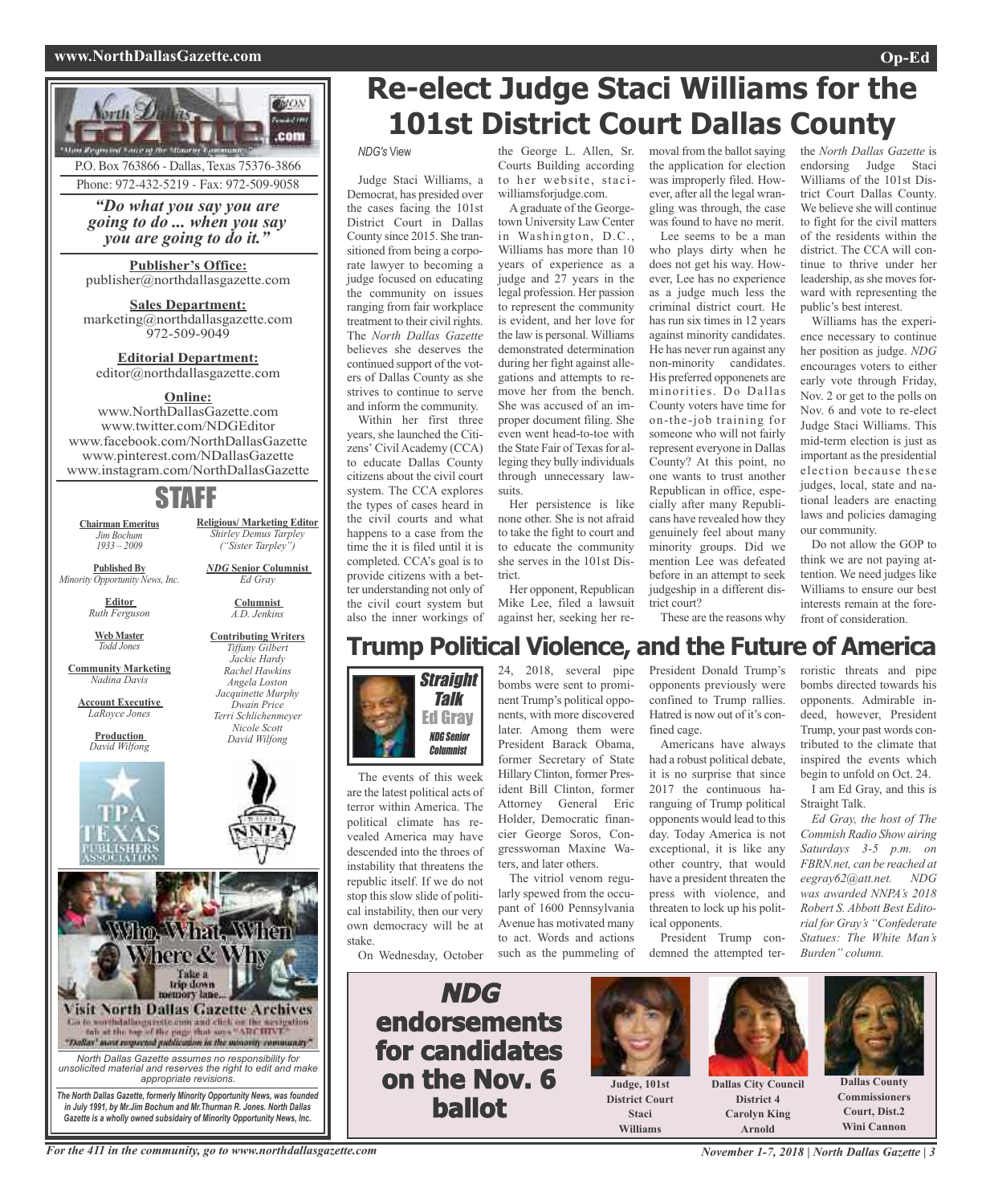P.O. Box 763866 - Dallas, Texas 75376-3866
Phone: 972-432-5219 - Fax: 972-509-9058

*"Do what you say you are going to do ... when you say you are going to do it."*

**Publisher's Office:**
publisher@northdallasgazette.com

**Sales Department:**
marketing@northdallasgazette.com
972-509-9049

**Editorial Department:**
editor@northdallasgazette.com

**Online:**
www.NorthDallasGazette.com
www.twitter.com/NDGEditor
www.facebook.com/NorthDallasGazette
www.pinterest.com/NDallasGazette
www.instagram.com/NorthDallasGazette

## STAFF

**Chairman Emeritus**
*Jim Bochum*
*1933 – 2009*

**Published By**
*Minority Opportunity News, Inc.*

**Editor**
*Ruth Ferguson*

**Web Master**
*Todd Jones*

**Community Marketing**
*Nadina Davis*

**Account Executive**
*LaRoyce Jones*

**Production**
*David Wilfong*

**Religious/ Marketing Editor**
*Shirley Demus Tarpley*
*("Sister Tarpley")*

***NDG* Senior Columnist**
*Ed Gray*

**Columnist**
*A.D. Jenkins*

**Contributing Writers**
*Tiffany Gilbert*
*Jackie Hardy*
*Rachel Hawkins*
*Angela Loston*
*Jacquinette Murphy*
*Dwain Price*
*Terri Schlichenmeyer*
*Nicole Scott*
*David Wilfong*

Who, What, When Where & Why
Take a trip down memory lane...
Visit North Dallas Gazette Archives
Go to northdallasgazette.com and click on the navigation tab at the top of the page that says "ARCHIVE"
"Dallas' most respected publication in the minority community"

*North Dallas Gazette assumes no responsibility for unsolicited material and reserves the right to edit and make appropriate revisions.*

***The North Dallas Gazette, formerly Minority Opportunity News, was founded in July 1991, by Mr.Jim Bochum and Mr.Thurman R. Jones. North Dallas Gazette is a wholly owned subsidairy of Minority Opportunity News, Inc.***

# Re-elect Judge Staci Williams for the 101st District Court Dallas County

*NDG's* View

Judge Staci Williams, a Democrat, has presided over the cases facing the 101st District Court in Dallas County since 2015. She transitioned from being a corporate lawyer to becoming a judge focused on educating the community on issues ranging from fair workplace treatment to their civil rights. The *North Dallas Gazette* believes she deserves the continued support of the voters of Dallas County as she strives to continue to serve and inform the community.

Within her first three years, she launched the Citizens' Civil Academy (CCA) to educate Dallas County citizens about the civil court system. The CCA explores the types of cases heard in the civil courts and what happens to a case from the time it is filed until it is completed. CCA's goal is to provide citizens with a better understanding not only of the civil court system but also the inner workings of the George L. Allen, Sr. Courts Building according to her website, staciwilliamsforjudge.com.

A graduate of the Georgetown University Law Center in Washington, D.C., Williams has more than 10 years of experience as a judge and 27 years in the legal profession. Her passion to represent the community is evident, and her love for the law is personal. Williams demonstrated determination during her fight against allegations and attempts to remove her from the bench. She was accused of an improper document filing. She even went head-to-toe with the State Fair of Texas for alleging they bully individuals through unnecessary lawsuits.

Her persistence is like none other. She is not afraid to take the fight to court and to educate the community she serves in the 101st District.

Her opponent, Republican Mike Lee, filed a lawsuit against her, seeking her removal from the ballot saying the application for election was improperly filed. However, after all the legal wrangling was through, the case was found to have no merit.

Lee seems to be a man who plays dirty when he does not get his way. However, Lee has no experience as a judge much less the criminal district court. He has run six times in 12 years against minority candidates. He has never run against any non-minority candidates. His preferred opponenets are minorities. Do Dallas County voters have time for on-the-job training for someone who will not fairly represent everyone in Dallas County? At this point, no one wants to trust another Republican in office, especially after many Republicans have revealed how they genuinely feel about many minority groups. Did we mention Lee was defeated before in an attempt to seek judgeship in a different district court?

These are the reasons why the *North Dallas Gazette* is endorsing Judge Staci Williams of the 101st District Court Dallas County. We believe she will continue to fight for the civil matters of the residents within the district. The CCA will continue to thrive under her leadership, as she moves forward with representing the public's best interest.

Williams has the experience necessary to continue her position as judge. *NDG* encourages voters to either early vote through Friday, Nov. 2 or get to the polls on Nov. 6 and vote to re-elect Judge Staci Williams. This mid-term election is just as important as the presidential election because these judges, local, state and national leaders are enacting laws and policies damaging our community.

Do not allow the GOP to think we are not paying attention. We need judges like Williams to ensure our best interests remain at the forefront of consideration.

# Trump Political Violence, and the Future of America

**Straight Talk**
**Ed Gray**
*NDG Senior Columnist*

The events of this week are the latest political acts of terror within America. The political climate has revealed America may have descended into the throes of instability that threatens the republic itself. If we do not stop this slow slide of political instability, then our very own democracy will be at stake.

On Wednesday, October 24, 2018, several pipe bombs were sent to prominent Trump's political opponents, with more discovered later. Among them were President Barack Obama, former Secretary of State Hillary Clinton, former President Bill Clinton, former Attorney General Eric Holder, Democratic financier George Soros, Congresswoman Maxine Waters, and later others.

The vitriol venom regularly spewed from the occupant of 1600 Pennsylvania Avenue has motivated many to act. Words and actions such as the pummeling of President Donald Trump's opponents previously were confined to Trump rallies. Hatred is now out of it's confined cage.

Americans have always had a robust political debate, it is no surprise that since 2017 the continuous haranguing of Trump political opponents would lead to this day. Today America is not exceptional, it is like any other country, that would have a president threaten the press with violence, and threaten to lock up his political opponents.

President Trump condemned the attempted terroristic threats and pipe bombs directed towards his opponents. Admirable indeed, however, President Trump, your past words contributed to the climate that inspired the events which begin to unfold on Oct. 24.

I am Ed Gray, and this is Straight Talk.

*Ed Gray, the host of The Commish Radio Show airing Saturdays 3-5 p.m. on FBRN.net, can be reached at eegray62@att.net. NDG was awarded NNPA's 2018 Robert S. Abbott Best Editorial for Gray's "Confederate Statues: The White Man's Burden" column.*

## *NDG* endorsements for candidates on the Nov. 6 ballot

**Judge, 101st District Court Staci Williams**

**Dallas City Council District 4 Carolyn King Arnold**

**Dallas County Commissioners Court, Dist.2 Wini Cannon**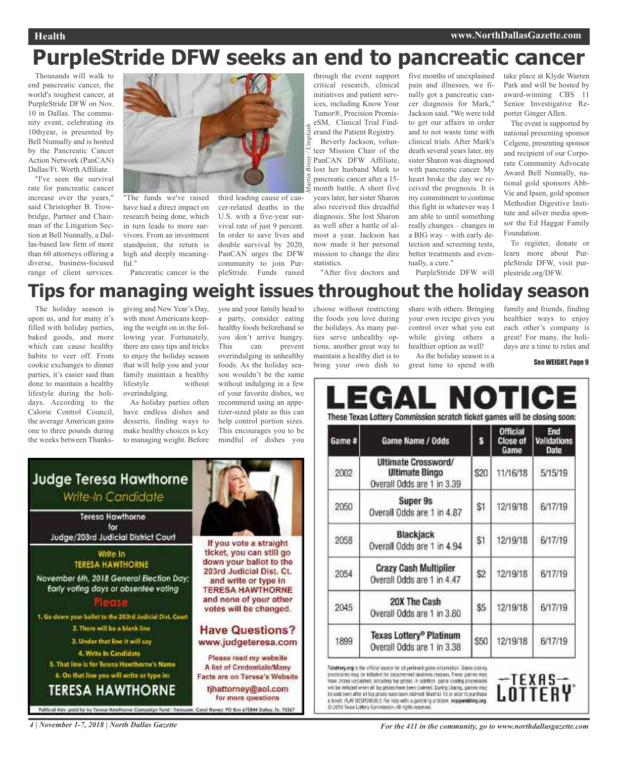# PurpleStride DFW seeks an end to pancreatic cancer

Thousands will walk to end pancreatic cancer, the world's toughest cancer, at PurpleStride DFW on Nov. 10 in Dallas. The community event, celebrating its 10thyear, is presented by Bell Nunnally and is hosted by the Pancreatic Cancer Action Network (PanCAN) Dallas/Ft. Worth Affiliate.

"I've seen the survival rate for pancreatic cancer increase over the years," said Christopher B. Trowbridge, Partner and Chairman of the Litigation Section at Bell Nunnally, a Dallas-based law firm of more than 60 attorneys offering a diverse, business-focused range of client services. "The funds we've raised have had a direct impact on research being done, which in turn leads to more survivors. From an investment standpoint, the return is high and deeply meaningful."

Martin Brosy / Unsplash

Pancreatic cancer is the third leading cause of cancer-related deaths in the U.S. with a five-year survival rate of just 9 percent. In order to save lives and double survival by 2020, PanCAN urges the DFW community to join PurpleStride. Funds raised through the event support critical research, clinical initiatives and patient services, including Know Your Tumor®, Precision PromiseSM, Clinical Trial Finder and the Patient Registry.

Beverly Jackson, volunteer Mission Chair of the PanCAN DFW Affiliate, lost her husband Mark to pancreatic cancer after a 15-month battle. A short five years later, her sister Sharon also received this dreadful diagnosis. She lost Sharon as well after a battle of almost a year. Jackson has now made it her personal mission to change the dire statistics.

"After five doctors and five months of unexplained pain and illnesses, we finally got a pancreatic cancer diagnosis for Mark," Jackson said. "We were told to get our affairs in order and to not waste time with clinical trials. After Mark's death several years later, my sister Sharon was diagnosed with pancreatic cancer. My heart broke the day we received the prognosis. It is my commitment to continue this fight in whatever way I am able to until something really changes – changes in a BIG way – with early detection and screening tests, better treatments and eventually, a cure."

PurpleStride DFW will take place at Klyde Warren Park and will be hosted by award-winning CBS 11 Senior Investigative Reporter Ginger Allen.

The event is supported by national presenting sponsor Celgene, presenting sponsor and recipient of our Corporate Community Advocate Award Bell Nunnally, national gold sponsors AbbVie and Ipsen, gold sponsor Methodist Digestive Institute and silver media sponsor the Ed Haggar Family Foundation.

To register, donate or learn more about PurpleStride DFW, visit purplestride.org/DFW.

# Tips for managing weight issues throughout the holiday season

The holiday season is upon us, and for many it's filled with holiday parties, baked goods, and more which can cause healthy habits to veer off. From cookie exchanges to dinner parties, it's easier said than done to maintain a healthy lifestyle during the holidays. According to the Calorie Control Council, the average American gains one to three pounds during the weeks between Thanksgiving and New Year's Day, with most Americans keeping the weight on in the following year. Fortunately, there are easy tips and tricks to enjoy the holiday season that will help you and your family maintain a healthy lifestyle without overindulging.

As holiday parties often have endless dishes and desserts, finding ways to make healthy choices is key to managing weight. Before you and your family head to a party, consider eating healthy foods beforehand so you don't arrive hungry. This can prevent overindulging in unhealthy foods. As the holiday season wouldn't be the same without indulging in a few of your favorite dishes, we recommend using an appetizer-sized plate as this can help control portion sizes. This encourages you to be mindful of dishes you choose without restricting the foods you love during the holidays. As many parties serve unhealthy options, another great way to maintain a healthy diet is to bring your own dish to share with others. Bringing your own recipe gives you control over what you eat while giving others a healthier option as well!

As the holiday season is a great time to spend with family and friends, finding healthier ways to enjoy each other's company is great! For many, the holidays are a time to relax and

See WEIGHT, Page 9

**Judge Teresa Hawthorne**
*Write-In Candidate*

Teresa Hawthorne for Judge/203rd Judicial District Court

Write In TERESA HAWTHORNE

November 6th, 2018 General Election Day; Early voting days or absentee voting

Please

1. Go down your ballot to the 203rd Judicial Dist. Court
2. There will be a blank line
3. Under that line it will say
4. Write In Candidate
5. That line is for Teresa Hawthorne's Name
6. On that line you will write or type in:

TERESA HAWTHORNE

If you vote a straight ticket, you can still go down your ballot to the 203rd Judicial Dist. Ct. and write or type in TERESA HAWTHORNE and none of your other votes will be changed.

**Have Questions?**
www.judgeteresa.com

Please read my website
A list of Credentials/Many Facts are on Teresa's Website

tjhattorney@aol.com
for more questions

Political Adv. paid for by Teresa Hawthorne Campaign Fund; Treasurer, Carol Nunez; PO Box 670844 Dallas, Tx. 75367

# LEGAL NOTICE

**These Texas Lottery Commission scratch ticket games will be closing soon:**

| Game # | Game Name / Odds | $ | Official Close of Game | End Validations Date |
|---|---|---|---|---|
| 2002 | Ultimate Crossword/ Ultimate Bingo Overall Odds are 1 in 3.39 | $20 | 11/16/18 | 5/15/19 |
| 2050 | Super 9s Overall Odds are 1 in 4.87 | $1 | 12/19/18 | 6/17/19 |
| 2058 | Blackjack Overall Odds are 1 in 4.94 | $1 | 12/19/18 | 6/17/19 |
| 2054 | Crazy Cash Multiplier Overall Odds are 1 in 4.47 | $2 | 12/19/18 | 6/17/19 |
| 2045 | 20X The Cash Overall Odds are 1 in 3.80 | $5 | 12/19/18 | 6/17/19 |
| 1899 | Texas Lottery® Platinum Overall Odds are 1 in 3.38 | $50 | 12/19/18 | 6/17/19 |

Txlottery.org is the official source for all pertinent game information. Game closing procedures may be initiated for documented business reasons. These games may have prizes unclaimed, including top prizes. In addition, game closing procedures will be initiated when all top prizes have been claimed. During closing, games may be sold even after all top prizes have been claimed. Must be 18 or older to purchase a ticket. PLAY RESPONSIBLY. For help with a gambling problem, ncpgambling.org. © 2018 Texas Lottery Commission. All rights reserved.

TEXAS LOTTERY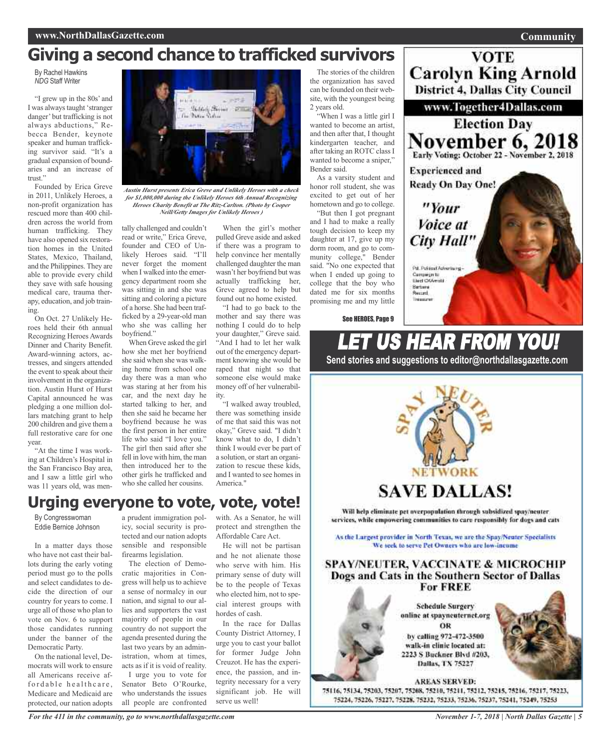# Giving a second chance to trafficked survivors

By Rachel Hawkins
*NDG* Staff Writer

"I grew up in the 80s' and I was always taught 'stranger danger' but trafficking is not always abductions," Rebecca Bender, keynote speaker and human trafficking survivor said. "It's a gradual expansion of boundaries and an increase of trust."

Founded by Erica Greve in 2011, Unlikely Heroes, a non-profit organization has rescued more than 400 children across the world from human trafficking. They have also opened six restoration homes in the United States, Mexico, Thailand, and the Philippines. They are able to provide every child they save with safe housing medical care, trauma therapy, education, and job training.

On Oct. 27 Unlikely Heroes held their 6th annual Recognizing Heroes Awards Dinner and Charity Benefit. Award-winning actors, actresses, and singers attended the event to speak about their involvement in the organization. Austin Hurst of Hurst Capital announced he was pledging a one million dollars matching grant to help 200 children and give them a full restorative care for one year.

*Austin Hurst presents Erica Greve and Unlikely Heroes with a check for $1,000,000 during the Unlikely Heroes 6th Annual Recognizing Heroes Charity Benefit at The Ritz-Carlton. (Photo by Cooper Neill/Getty Images for Unlikely Heroes )*

"At the time I was working at Children's Hospital in the San Francisco Bay area, and I saw a little girl who was 11 years old, was mentally challenged and couldn't read or write," Erica Greve, founder and CEO of Unlikely Heroes said. "I'll never forget the moment when I walked into the emergency department room she was sitting in and she was sitting and coloring a picture of a horse. She had been trafficked by a 29-year-old man who she was calling her boyfriend."

When Greve asked the girl how she met her boyfriend she said when she was walking home from school one day there was a man who was staring at her from his car, and the next day he started talking to her, and then she said he became her boyfriend because he was the first person in her entire life who said "I love you." The girl then said after she fell in love with him, the man then introduced her to the other girls he trafficked and who she called her cousins.

When the girl's mother pulled Greve aside and asked if there was a program to help convince her mentally challenged daughter the man wasn't her boyfriend but was actually trafficking her, Greve agreed to help but found out no home existed.

"I had to go back to the mother and say there was nothing I could do to help your daughter," Greve said. "And I had to let her walk out of the emergency department knowing she would be raped that night so that someone else would make money off of her vulnerability.

"I walked away troubled, there was something inside of me that said this was not okay," Greve said. "I didn't know what to do, I didn't think I would ever be part of a solution, or start an organization to rescue these kids, and I wanted to see homes in America."

The stories of the children the organization has saved can be founded on their website, with the youngest being 2 years old.

"When I was a little girl I wanted to become an artist, and then after that, I thought kindergarten teacher, and after taking an ROTC class I wanted to become a sniper," Bender said.

As a varsity student and honor roll student, she was excited to get out of her hometown and go to college.

"But then I got pregnant and I had to make a really tough decision to keep my daughter at 17, give up my dorm room, and go to community college," Bender said. "No one expected that when I ended up going to college that the boy who dated me for six months promising me and my little

See HEROES, Page 9

# Urging everyone to vote, vote, vote!

By Congresswoman
Eddie Bernice Johnson

In a matter days those who have not cast their ballots during the early voting period must go to the polls and select candidates to decide the direction of our country for years to come. I urge all of those who plan to vote on Nov. 6 to support those candidates running under the banner of the Democratic Party.

On the national level, Democrats will work to ensure all Americans receive affordable healthcare, Medicare and Medicaid are protected, our nation adopts a prudent immigration policy, social security is protected and our nation adopts sensible and responsible firearms legislation.

The election of Democratic majorities in Congress will help us to achieve a sense of normalcy in our nation, and signal to our allies and supporters the vast majority of people in our country do not support the agenda presented during the last two years by an administration, whom at times, acts as if it is void of reality.

I urge you to vote for Senator Beto O'Rourke, who understands the issues all people are confronted with. As a Senator, he will protect and strengthen the Affordable Care Act.

He will not be partisan and he not alienate those who serve with him. His primary sense of duty will be to the people of Texas who elected him, not to special interest groups with hordes of cash.

In the race for Dallas County District Attorney, I urge you to cast your ballot for former Judge John Creuzot. He has the experience, the passion, and integrity necessary for a very significant job. He will serve us well!

---

**VOTE**
**Carolyn King Arnold**
**District 4, Dallas City Council**

www.Together4Dallas.com

**Election Day**
**November 6, 2018**
Early Voting: October 22 - November 2, 2018

**Experienced and Ready On Day One!**

*"Your Voice at City Hall"*

Pd. Political Advertising - Campaign to Elect CKArnold Barbara Record Treasurer

---

# LET US HEAR FROM YOU!

**Send stories and suggestions to editor@northdallasgazette.com**

---

**SPAY NEUTER NETWORK**

**SAVE DALLAS!**

Will help eliminate pet overpopulation through subsidized spay/neuter services, while empowering communities to care responsibly for dogs and cats

As the Largest provider in North Texas, we are the Spay/Neuter Specialists
We seek to serve Pet Owners who are low-income

**SPAY/NEUTER, VACCINATE & MICROCHIP**
**Dogs and Cats in the Southern Sector of Dallas For FREE**

Schedule Surgery online at spayneuternet.org
OR
by calling 972-472-3500
walk-in clinic located at:
2223 S Buckner Blvd #203,
Dallas, TX 75227

**AREAS SERVED:**
75116, 75134, 75203, 75207, 75208, 75210, 75211, 75212, 75215, 75216, 75217, 75223, 75224, 75226, 75227, 75228, 75232, 75233, 75236, 75237, 75241, 75249, 75253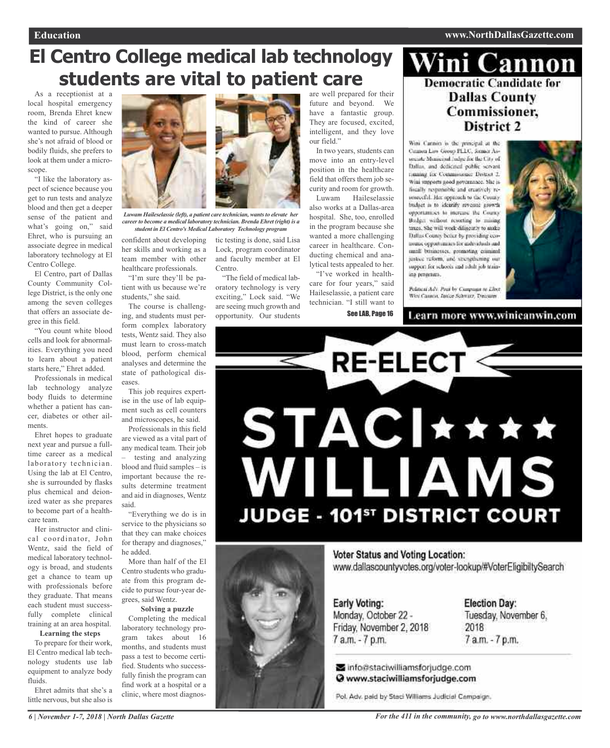# El Centro College medical lab technology students are vital to patient care

As a receptionist at a local hospital emergency room, Brenda Ehret knew the kind of career she wanted to pursue. Although she's not afraid of blood or bodily fluids, she prefers to look at them under a microscope.

"I like the laboratory aspect of science because you get to run tests and analyze blood and then get a deeper sense of the patient and what's going on," said Ehret, who is pursuing an associate degree in medical laboratory technology at El Centro College.

El Centro, part of Dallas County Community College District, is the only one among the seven colleges that offers an associate degree in this field.

"You count white blood cells and look for abnormalities. Everything you need to learn about a patient starts here," Ehret added.

Professionals in medical lab technology analyze body fluids to determine whether a patient has cancer, diabetes or other ailments.

Ehret hopes to graduate next year and pursue a full-time career as a medical laboratory technician. Using the lab at El Centro, she is surrounded by flasks plus chemical and deionized water as she prepares to become part of a healthcare team.

Her instructor and clinical coordinator, John Wentz, said the field of medical laboratory technology is broad, and students get a chance to team up with professionals before they graduate. That means each student must successfully complete clinical training at an area hospital.

**Learning the steps**

To prepare for their work, El Centro medical lab technology students use lab equipment to analyze body fluids.

Ehret admits that she's a little nervous, but she also is confident about developing her skills and working as a team member with other healthcare professionals.

"I'm sure they'll be patient with us because we're students," she said.

The course is challenging, and students must perform complex laboratory tests, Wentz said. They also must learn to cross-match blood, perform chemical analyses and determine the state of pathological diseases.

This job requires expertise in the use of lab equipment such as cell counters and microscopes, he said.

Professionals in this field are viewed as a vital part of any medical team. Their job – testing and analyzing blood and fluid samples – is important because the results determine treatment and aid in diagnoses, Wentz said.

"Everything we do is in service to the physicians so that they can make choices for therapy and diagnoses," he added.

More than half of the El Centro students who graduate from this program decide to pursue four-year degrees, said Wentz.

**Solving a puzzle**

Completing the medical laboratory technology program takes about 16 months, and students must pass a test to become certified. Students who successfully finish the program can find work at a hospital or a clinic, where most diagnostic testing is done, said Lisa Lock, program coordinator and faculty member at El Centro.

"The field of medical laboratory technology is very exciting," Lock said. "We are seeing much growth and opportunity. Our students are well prepared for their future and beyond. We have a fantastic group. They are focused, excited, intelligent, and they love our field."

In two years, students can move into an entry-level position in the healthcare field that offers them job security and room for growth.

Luwam Haileselassie also works at a Dallas-area hospital. She, too, enrolled in the program because she wanted a more challenging career in healthcare. Conducting chemical and analytical tests appealed to her.

"I've worked in healthcare for four years," said Haileselassie, a patient care technician. "I still want to

See LAB, Page 16

*Luwam Haileselassie (left), a patient care technician, wants to elevate her career to become a medical laboratory technician. Brenda Ehret (right) is a student in El Centro's Medical Laboratory Technology program*

---

# Wini Cannon

## Democratic Candidate for Dallas County Commissioner, District 2

Wini Cannon is the principal at the Cannon Law Group PLLC, former Associate Municipal Judge for the City of Dallas, and dedicated public servant running for Commissioner District 2. Wini supports good governance. She is fiscally responsible and creatively resourceful. Her approach to the County budget is to identify revenue growth opportunities to increase the County Budget without resorting to raising taxes. She will work diligently to make Dallas County better by providing economic opportunities for individuals and small businesses, promoting criminal justice reform, and strengthening our support for schools and adult job training programs.

Political Adv. Paid by Campaign to Elect Wini Cannon, Janice Schwarz, Treasurer

Learn more www.winicanwin.com

---

# RE-ELECT STACI WILLIAMS

## JUDGE - 101ST DISTRICT COURT

**Voter Status and Voting Location:**
www.dallascountyvotes.org/voter-lookup/#VoterEligibiltySearch

**Early Voting:**
Monday, October 22 - Friday, November 2, 2018
7 a.m. - 7 p.m.

**Election Day:**
Tuesday, November 6, 2018
7 a.m. - 7 p.m.

info@staciwilliamsforjudge.com
www.staciwilliamsforjudge.com

Pol. Adv. paid by Staci Williams Judicial Campaign.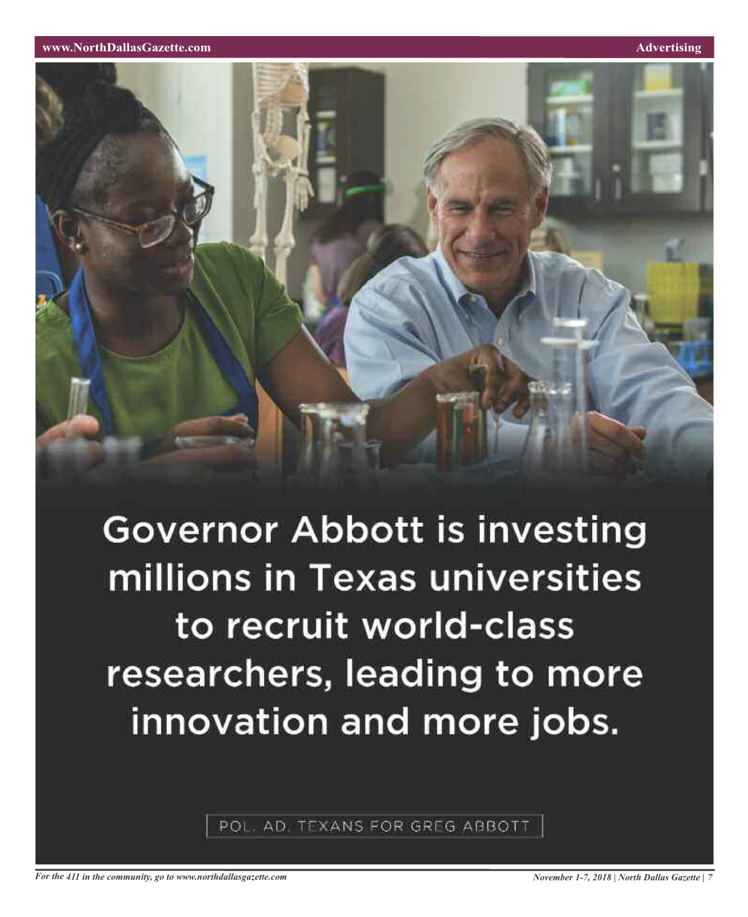Governor Abbott is investing millions in Texas universities to recruit world-class researchers, leading to more innovation and more jobs.

POL. AD. TEXANS FOR GREG ABBOTT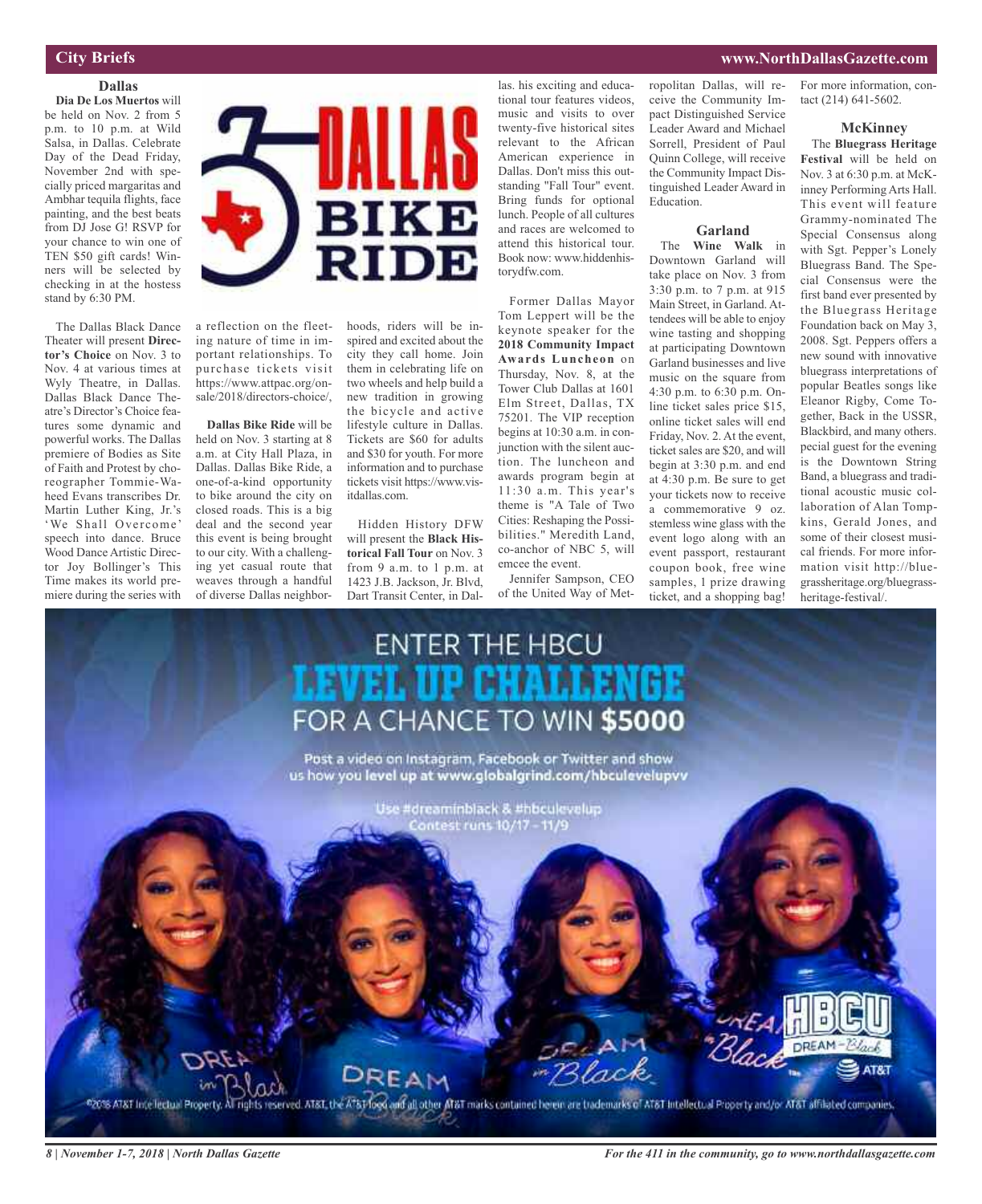## City Briefs

### Dallas

**Dia De Los Muertos** will be held on Nov. 2 from 5 p.m. to 10 p.m. at Wild Salsa, in Dallas. Celebrate Day of the Dead Friday, November 2nd with specially priced margaritas and Ambhar tequila flights, face painting, and the best beats from DJ Jose G! RSVP for your chance to win one of TEN $50 gift cards! Winners will be selected by checking in at the hostess stand by 6:30 PM.

The Dallas Black Dance Theater will present **Director's Choice** on Nov. 3 to Nov. 4 at various times at Wyly Theatre, in Dallas. Dallas Black Dance Theatre's Director's Choice features some dynamic and powerful works. The Dallas premiere of Bodies as Site of Faith and Protest by choreographer Tommie-Waheed Evans transcribes Dr. Martin Luther King, Jr.'s 'We Shall Overcome' speech into dance. Bruce Wood Dance Artistic Director Joy Bollinger's This Time makes its world premiere during the series with a reflection on the fleeting nature of time in important relationships. To purchase tickets visit https://www.attpac.org/onsale/2018/directors-choice/,

**Dallas Bike Ride** will be held on Nov. 3 starting at 8 a.m. at City Hall Plaza, in Dallas. Dallas Bike Ride, a one-of-a-kind opportunity to bike around the city on closed roads. This is a big deal and the second year this event is being brought to our city. With a challenging yet casual route that weaves through a handful of diverse Dallas neighborhoods, riders will be inspired and excited about the city they call home. Join them in celebrating life on two wheels and help build a new tradition in growing the bicycle and active lifestyle culture in Dallas. Tickets are $60 for adults and $30 for youth. For more information and to purchase tickets visit https://www.visitdallas.com.

Hidden History DFW will present the **Black Historical Fall Tour** on Nov. 3 from 9 a.m. to 1 p.m. at 1423 J.B. Jackson, Jr. Blvd, Dart Transit Center, in Dallas. his exciting and educational tour features videos, music and visits to over twenty-five historical sites relevant to the African American experience in Dallas. Don't miss this outstanding "Fall Tour" event. Bring funds for optional lunch. People of all cultures and races are welcomed to attend this historical tour. Book now: www.hiddenhistorydfw.com.

Former Dallas Mayor Tom Leppert will be the keynote speaker for the **2018 Community Impact Awards Luncheon** on Thursday, Nov. 8, at the Tower Club Dallas at 1601 Elm Street, Dallas, TX 75201. The VIP reception begins at 10:30 a.m. in conjunction with the silent auction. The luncheon and awards program begin at 11:30 a.m. This year's theme is "A Tale of Two Cities: Reshaping the Possibilities." Meredith Land, co-anchor of NBC 5, will emcee the event.

Jennifer Sampson, CEO of the United Way of Metropolitan Dallas, will receive the Community Impact Distinguished Service Leader Award and Michael Sorrell, President of Paul Quinn College, will receive the Community Impact Distinguished Leader Award in Education.

### Garland

The **Wine Walk** in Downtown Garland will take place on Nov. 3 from 3:30 p.m. to 7 p.m. at 915 Main Street, in Garland. Attendees will be able to enjoy wine tasting and shopping at participating Downtown Garland businesses and live music on the square from 4:30 p.m. to 6:30 p.m. Online ticket sales price $15, online ticket sales will end Friday, Nov. 2. At the event, ticket sales are $20, and will begin at 3:30 p.m. and end at 4:30 p.m. Be sure to get your tickets now to receive a commemorative 9 oz. stemless wine glass with the event logo along with an event passport, restaurant coupon book, free wine samples, 1 prize drawing ticket, and a shopping bag! For more information, contact (214) 641-5602.

### McKinney

The **Bluegrass Heritage Festival** will be held on Nov. 3 at 6:30 p.m. at McKinney Performing Arts Hall. This event will feature Grammy-nominated The Special Consensus along with Sgt. Pepper's Lonely Bluegrass Band. The Special Consensus were the first band ever presented by the Bluegrass Heritage Foundation back on May 3, 2008. Sgt. Peppers offers a new sound with innovative bluegrass interpretations of popular Beatles songs like Eleanor Rigby, Come Together, Back in the USSR, Blackbird, and many others. pecial guest for the evening is the Downtown String Band, a bluegrass and traditional acoustic music collaboration of Alan Tompkins, Gerald Jones, and some of their closest musical friends. For more information visit http://bluegrassheritage.org/bluegrass-heritage-festival/.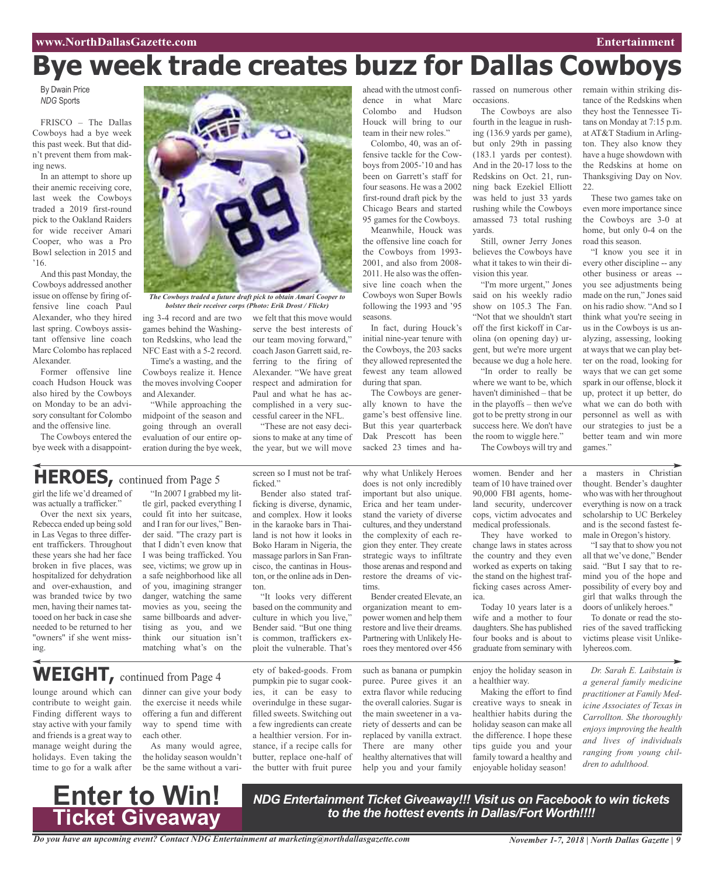# Bye week trade creates buzz for Dallas Cowboys

By Dwain Price
*NDG* Sports

FRISCO – The Dallas Cowboys had a bye week this past week. But that didn't prevent them from making news.

In an attempt to shore up their anemic receiving core, last week the Cowboys traded a 2019 first-round pick to the Oakland Raiders for wide receiver Amari Cooper, who was a Pro Bowl selection in 2015 and '16.

And this past Monday, the Cowboys addressed another issue on offense by firing offensive line coach Paul Alexander, who they hired last spring. Cowboys assistant offensive line coach Marc Colombo has replaced Alexander.

Former offensive line coach Hudson Houck was also hired by the Cowboys on Monday to be an advisory consultant for Colombo and the offensive line.

The Cowboys entered the bye week with a disappointing 3-4 record and are two games behind the Washington Redskins, who lead the NFC East with a 5-2 record.

*The Cowboys traded a future draft pick to obtain Amari Cooper to bolster their receiver corps (Photo: Erik Drost / Flickr)*

Time's a wasting, and the Cowboys realize it. Hence the moves involving Cooper and Alexander.

"While approaching the midpoint of the season and going through an overall evaluation of our entire operation during the bye week, we felt that this move would serve the best interests of our team moving forward," coach Jason Garrett said, referring to the firing of Alexander. "We have great respect and admiration for Paul and what he has accomplished in a very successful career in the NFL.

"These are not easy decisions to make at any time of the year, but we will move ahead with the utmost confidence in what Marc Colombo and Hudson Houck will bring to our team in their new roles."

Colombo, 40, was an offensive tackle for the Cowboys from 2005-'10 and has been on Garrett's staff for four seasons. He was a 2002 first-round draft pick by the Chicago Bears and started 95 games for the Cowboys.

Meanwhile, Houck was the offensive line coach for the Cowboys from 1993-2001, and also from 2008-2011. He also was the offensive line coach when the Cowboys won Super Bowls following the 1993 and '95 seasons.

In fact, during Houck's initial nine-year tenure with the Cowboys, the 203 sacks they allowed represented the fewest any team allowed during that span.

The Cowboys are generally known to have the game's best offensive line. But this year quarterback Dak Prescott has been sacked 23 times and harassed on numerous other occasions.

The Cowboys are also fourth in the league in rushing (136.9 yards per game), but only 29th in passing (183.1 yards per contest). And in the 20-17 loss to the Redskins on Oct. 21, running back Ezekiel Elliott was held to just 33 yards rushing while the Cowboys amassed 73 total rushing yards.

Still, owner Jerry Jones believes the Cowboys have what it takes to win their division this year.

"I'm more urgent," Jones said on his weekly radio show on 105.3 The Fan. "Not that we shouldn't start off the first kickoff in Carolina (on opening day) urgent, but we're more urgent because we dug a hole here.

"In order to really be where we want to be, which haven't diminished – that be in the playoffs – then we've got to be pretty strong in our success here. We don't have the room to wiggle here."

The Cowboys will try and remain within striking distance of the Redskins when they host the Tennessee Titans on Monday at 7:15 p.m. at AT&T Stadium in Arlington. They also know they have a huge showdown with the Redskins at home on Thanksgiving Day on Nov. 22.

These two games take on even more importance since the Cowboys are 3-0 at home, but only 0-4 on the road this season.

"I know you see it in every other discipline -- any other business or areas -- you see adjustments being made on the run," Jones said on his radio show. "And so I think what you're seeing in us in the Cowboys is us analyzing, assessing, looking at ways that we can play better on the road, looking for ways that we can get some spark in our offense, block it up, protect it up better, do what we can do both with personnel as well as with our strategies to just be a better team and win more games."

## HEROES, continued from Page 5

girl the life we'd dreamed of was actually a trafficker."

Over the next six years, Rebecca ended up being sold in Las Vegas to three different traffickers. Throughout these years she had her face broken in five places, was hospitalized for dehydration and over-exhaustion, and was branded twice by two men, having their names tattooed on her back in case she needed to be returned to her "owners" if she went missing.

"In 2007 I grabbed my little girl, packed everything I could fit into her suitcase, and I ran for our lives," Bender said. "The crazy part is that I didn't even know that I was being trafficked. You see, victims; we grow up in a safe neighborhood like all of you, imagining stranger danger, watching the same movies as you, seeing the same billboards and advertising as you, and we think our situation isn't matching what's on the screen so I must not be trafficked."

Bender also stated trafficking is diverse, dynamic, and complex. How it looks in the karaoke bars in Thailand is not how it looks in Boko Haram in Nigeria, the massage parlors in San Francisco, the cantinas in Houston, or the online ads in Denton.

"It looks very different based on the community and culture in which you live," Bender said. "But one thing is common, traffickers exploit the vulnerable. That's why what Unlikely Heroes does is not only incredibly important but also unique. Erica and her team understand the variety of diverse cultures, and they understand the complexity of each region they enter. They create strategic ways to infiltrate those arenas and respond and restore the dreams of victims.

Bender created Elevate, an organization meant to empower women and help them restore and live their dreams. Partnering with Unlikely Heroes they mentored over 456 women. Bender and her team of 10 have trained over 90,000 FBI agents, homeland security, undercover cops, victim advocates and medical professionals.

They have worked to change laws in states across the country and they even worked as experts on taking the stand on the highest trafficking cases across America.

Today 10 years later is a wife and a mother to four daughters. She has published four books and is about to graduate from seminary with a masters in Christian thought. Bender's daughter who was with her throughout everything is now on a track scholarship to UC Berkeley and is the second fastest female in Oregon's history.

"I say that to show you not all that we've done," Bender said. "But I say that to remind you of the hope and possibility of every boy and girl that walks through the doors of unlikely heroes."

To donate or read the stories of the saved trafficking victims please visit Unlikelyhereos.com.

## WEIGHT, continued from Page 4

lounge around which can contribute to weight gain. Finding different ways to stay active with your family and friends is a great way to manage weight during the holidays. Even taking the time to go for a walk after dinner can give your body the exercise it needs while offering a fun and different way to spend time with each other.

As many would agree, the holiday season wouldn't be the same without a variety of baked-goods. From pumpkin pie to sugar cookies, it can be easy to overindulge in these sugar-filled sweets. Switching out a few ingredients can create a healthier version. For instance, if a recipe calls for butter, replace one-half of the butter with fruit puree such as banana or pumpkin puree. Puree gives it an extra flavor while reducing the overall calories. Sugar is the main sweetener in a variety of desserts and can be replaced by vanilla extract. There are many other healthy alternatives that will help you and your family enjoy the holiday season in a healthier way.

Making the effort to find creative ways to sneak in healthier habits during the holiday season can make all the difference. I hope these tips guide you and your family toward a healthy and enjoyable holiday season!

*Dr. Sarah E. Laibstain is a general family medicine practitioner at Family Medicine Associates of Texas in Carrollton. She thoroughly enjoys improving the health and lives of individuals ranging from young children to adulthood.*

## Enter to Win! Ticket Giveaway

***NDG Entertainment Ticket Giveaway!!! Visit us on Facebook to win tickets to the the hottest events in Dallas/Fort Worth!!!!***

*Do you have an upcoming event? Contact NDG Entertainment at marketing@northdallasgazette.com*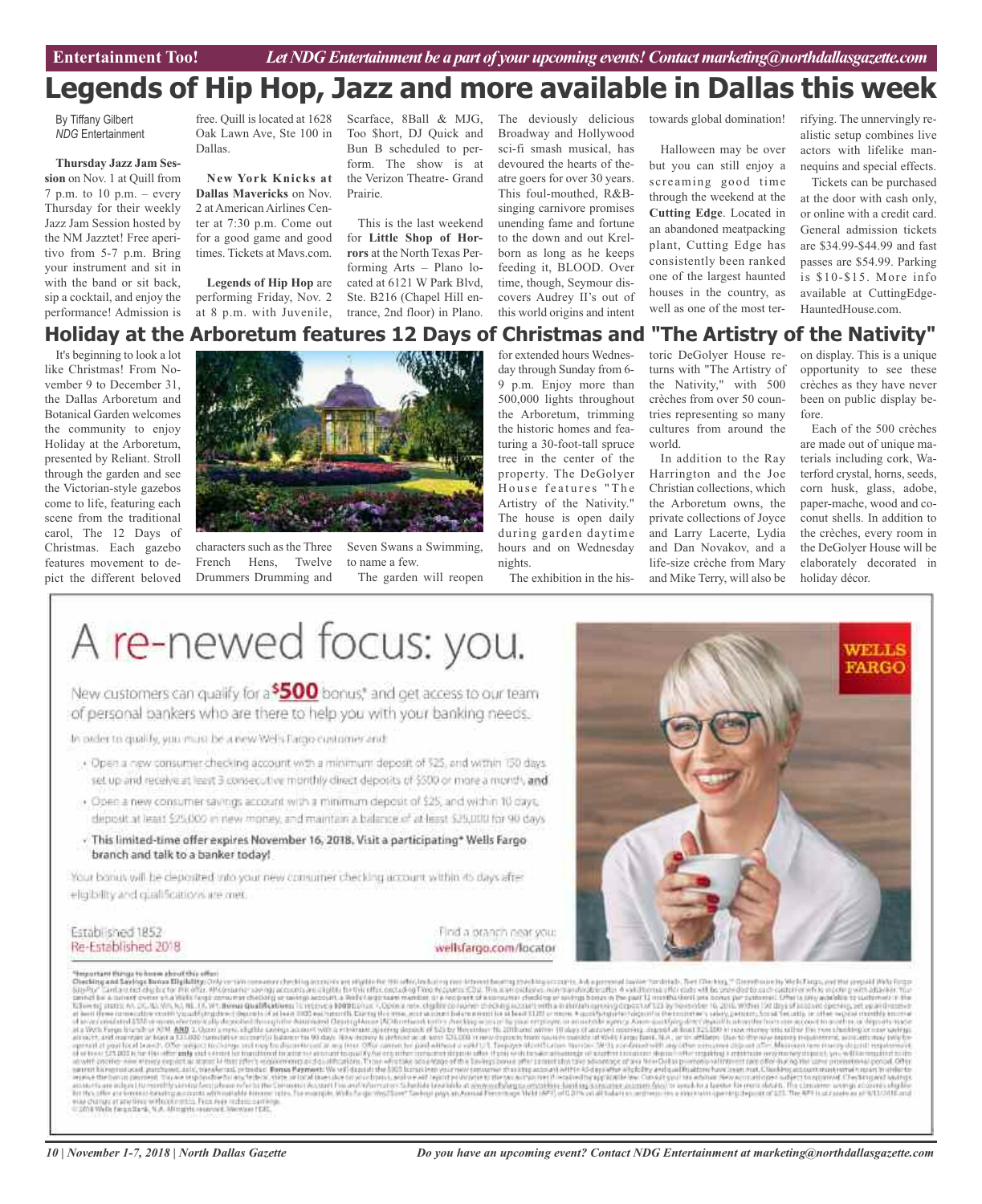# Legends of Hip Hop, Jazz and more available in Dallas this week

By Tiffany Gilbert
*NDG* Entertainment

**Thursday Jazz Jam Session** on Nov. 1 at Quill from 7 p.m. to 10 p.m. – every Thursday for their weekly Jazz Jam Session hosted by the NM Jazztet! Free aperitivo from 5-7 p.m. Bring your instrument and sit in with the band or sit back, sip a cocktail, and enjoy the performance! Admission is free. Quill is located at 1628 Oak Lawn Ave, Ste 100 in Dallas.

**New York Knicks at Dallas Mavericks** on Nov. 2 at American Airlines Center at 7:30 p.m. Come out for a good game and good times. Tickets at Mavs.com.

**Legends of Hip Hop** are performing Friday, Nov. 2 at 8 p.m. with Juvenile, Scarface, 8Ball & MJG, Too $hort, DJ Quick and Bun B scheduled to perform. The show is at the Verizon Theatre- Grand Prairie.

This is the last weekend for **Little Shop of Horrors** at the North Texas Performing Arts – Plano located at 6121 W Park Blvd, Ste. B216 (Chapel Hill entrance, 2nd floor) in Plano. The deviously delicious Broadway and Hollywood sci-fi smash musical, has devoured the hearts of theatre goers for over 30 years. This foul-mouthed, R&B-singing carnivore promises unending fame and fortune to the down and out Krelborn as long as he keeps feeding it, BLOOD. Over time, though, Seymour discovers Audrey II's out of this world origins and intent towards global domination!

Halloween may be over but you can still enjoy a screaming good time through the weekend at the **Cutting Edge**. Located in an abandoned meatpacking plant, Cutting Edge has consistently been ranked one of the largest haunted houses in the country, as well as one of the most terrifying. The unnervingly realistic setup combines live actors with lifelike mannequins and special effects.

Tickets can be purchased at the door with cash only, or online with a credit card. General admission tickets are $34.99-$44.99 and fast passes are $54.99. Parking is $10-$15. More info available at CuttingEdge-HauntedHouse.com.

# Holiday at the Arboretum features 12 Days of Christmas and "The Artistry of the Nativity"

It's beginning to look a lot like Christmas! From November 9 to December 31, the Dallas Arboretum and Botanical Garden welcomes the community to enjoy Holiday at the Arboretum, presented by Reliant. Stroll through the garden and see the Victorian-style gazebos come to life, featuring each scene from the traditional carol, The 12 Days of Christmas. Each gazebo features movement to depict the different beloved characters such as the Three French Hens, Twelve Drummers Drumming and Seven Swans a Swimming, to name a few.

The garden will reopen for extended hours Wednesday through Sunday from 6-9 p.m. Enjoy more than 500,000 lights throughout the Arboretum, trimming the historic homes and featuring a 30-foot-tall spruce tree in the center of the property. The DeGolyer House features "The Artistry of the Nativity." The house is open daily during garden daytime hours and on Wednesday nights.

The exhibition in the historic DeGolyer House returns with "The Artistry of the Nativity," with 500 crèches from over 50 countries representing so many cultures from around the world.

In addition to the Ray Harrington and the Joe Christian collections, which the Arboretum owns, the private collections of Joyce and Larry Lacerte, Lydia and Dan Novakov, and a life-size crèche from Mary and Mike Terry, will also be on display. This is a unique opportunity to see these crèches as they have never been on public display before.

Each of the 500 crèches are made out of unique materials including cork, Waterford crystal, horns, seeds, corn husk, glass, adobe, paper-mache, wood and coconut shells. In addition to the crèches, every room in the DeGolyer House will be elaborately decorated in holiday décor.

# A re-newed focus: you.

WELLS FARGO

New customers can qualify for a **$500** bonus* and get access to our team of personal bankers who are there to help you with your banking needs.

In order to qualify, you must be a new Wells Fargo customer and:

- Open a new consumer checking account with a minimum deposit of $25, and within 150 days set up and receive at least 3 consecutive monthly direct deposits of $500 or more a month, **and**
- Open a new consumer savings account with a minimum deposit of $25, and within 10 days, deposit at least $25,000 in new money, and maintain a balance of at least $25,000 for 90 days.
- **This limited-time offer expires November 16, 2018. Visit a participating* Wells Fargo branch and talk to a banker today!**

Your bonus will be deposited into your new consumer checking account within 45 days after eligibility and qualifications are met.

Established 1852
Re-Established 2018

Find a branch near you:
wellsfargo.com/locator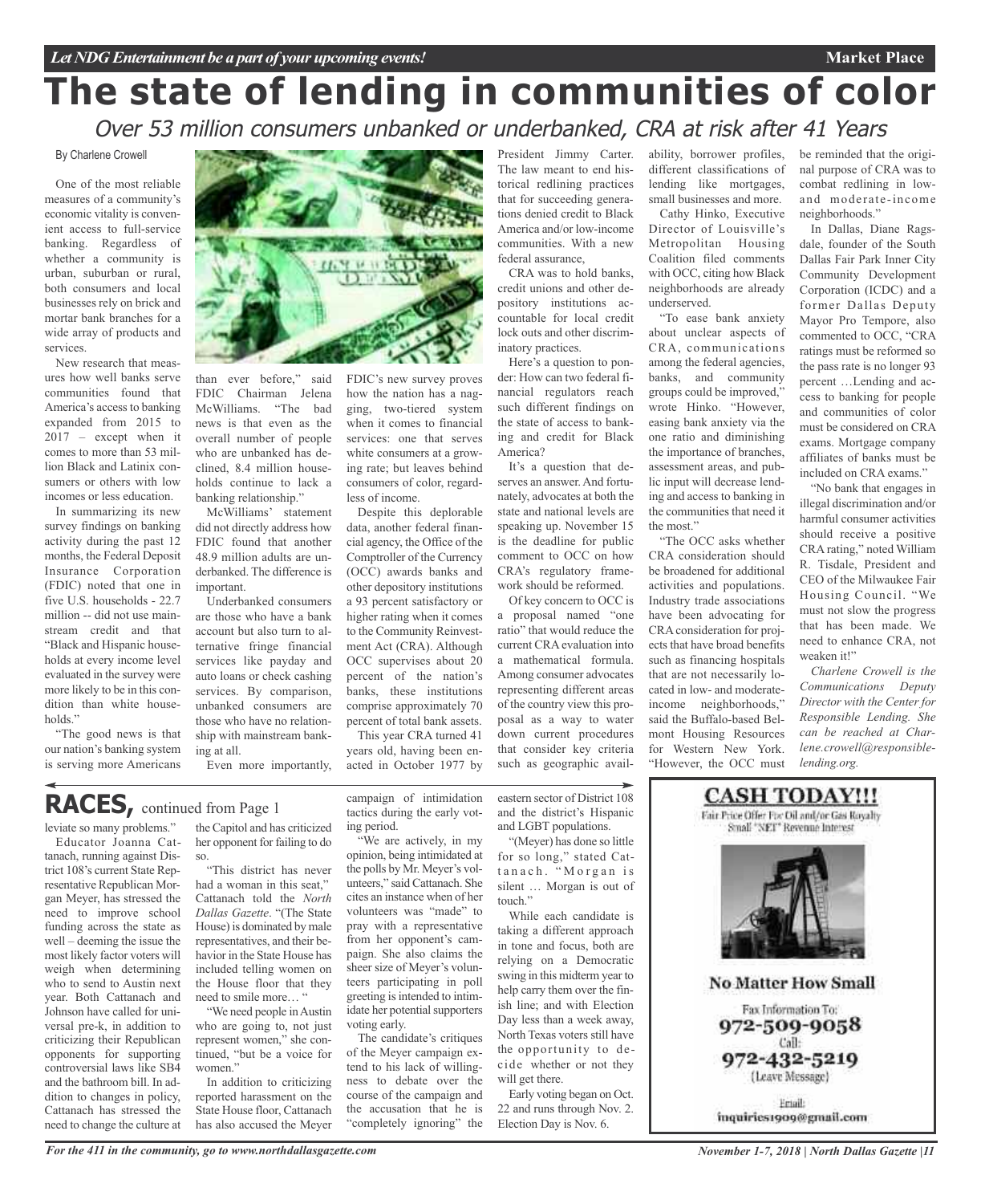# The state of lending in communities of color

*Over 53 million consumers unbanked or underbanked, CRA at risk after 41 Years*

By Charlene Crowell

One of the most reliable measures of a community's economic vitality is convenient access to full-service banking. Regardless of whether a community is urban, suburban or rural, both consumers and local businesses rely on brick and mortar bank branches for a wide array of products and services.

New research that measures how well banks serve communities found that America's access to banking expanded from 2015 to 2017 – except when it comes to more than 53 million Black and Latinix consumers or others with low incomes or less education.

In summarizing its new survey findings on banking activity during the past 12 months, the Federal Deposit Insurance Corporation (FDIC) noted that one in five U.S. households - 22.7 million -- did not use mainstream credit and that "Black and Hispanic households at every income level evaluated in the survey were more likely to be in this condition than white households."

"The good news is that our nation's banking system is serving more Americans than ever before," said FDIC Chairman Jelena McWilliams. "The bad news is that even as the overall number of people who are unbanked has declined, 8.4 million households continue to lack a banking relationship."

McWilliams' statement did not directly address how FDIC found that another 48.9 million adults are underbanked. The difference is important.

Underbanked consumers are those who have a bank account but also turn to alternative fringe financial services like payday and auto loans or check cashing services. By comparison, unbanked consumers are those who have no relationship with mainstream banking at all.

Even more importantly, FDIC's new survey proves how the nation has a nagging, two-tiered system when it comes to financial services: one that serves white consumers at a growing rate; but leaves behind consumers of color, regardless of income.

Despite this deplorable data, another federal financial agency, the Office of the Comptroller of the Currency (OCC) awards banks and other depository institutions a 93 percent satisfactory or higher rating when it comes to the Community Reinvestment Act (CRA). Although OCC supervises about 20 percent of the nation's banks, these institutions comprise approximately 70 percent of total bank assets.

This year CRA turned 41 years old, having been enacted in October 1977 by President Jimmy Carter. The law meant to end historical redlining practices that for succeeding generations denied credit to Black America and/or low-income communities. With a new federal assurance,

CRA was to hold banks, credit unions and other depository institutions accountable for local credit lock outs and other discriminatory practices.

Here's a question to ponder: How can two federal financial regulators reach such different findings on the state of access to banking and credit for Black America?

It's a question that deserves an answer. And fortunately, advocates at both the state and national levels are speaking up. November 15 is the deadline for public comment to OCC on how CRA's regulatory framework should be reformed.

Of key concern to OCC is a proposal named "one ratio" that would reduce the current CRA evaluation into a mathematical formula. Among consumer advocates representing different areas of the country view this proposal as a way to water down current procedures that consider key criteria such as geographic availability, borrower profiles, different classifications of lending like mortgages, small businesses and more.

Cathy Hinko, Executive Director of Louisville's Metropolitan Housing Coalition filed comments with OCC, citing how Black neighborhoods are already underserved.

"To ease bank anxiety about unclear aspects of CRA, communications among the federal agencies, banks, and community groups could be improved," wrote Hinko. "However, easing bank anxiety via the one ratio and diminishing the importance of branches, assessment areas, and public input will decrease lending and access to banking in the communities that need it the most."

"The OCC asks whether CRA consideration should be broadened for additional activities and populations. Industry trade associations have been advocating for CRA consideration for projects that have broad benefits such as financing hospitals that are not necessarily located in low- and moderate-income neighborhoods," said the Buffalo-based Belmont Housing Resources for Western New York. "However, the OCC must be reminded that the original purpose of CRA was to combat redlining in low- and moderate-income neighborhoods."

In Dallas, Diane Ragsdale, founder of the South Dallas Fair Park Inner City Community Development Corporation (ICDC) and a former Dallas Deputy Mayor Pro Tempore, also commented to OCC, "CRA ratings must be reformed so the pass rate is no longer 93 percent …Lending and access to banking for people and communities of color must be considered on CRA exams. Mortgage company affiliates of banks must be included on CRA exams."

"No bank that engages in illegal discrimination and/or harmful consumer activities should receive a positive CRA rating," noted William R. Tisdale, President and CEO of the Milwaukee Fair Housing Council. "We must not slow the progress that has been made. We need to enhance CRA, not weaken it!"

*Charlene Crowell is the Communications Deputy Director with the Center for Responsible Lending. She can be reached at Charlene.crowell@responsiblelending.org.*

## RACES, continued from Page 1

leviate so many problems."

Educator Joanna Cattanach, running against District 108's current State Representative Republican Morgan Meyer, has stressed the need to improve school funding across the state as well – deeming the issue the most likely factor voters will weigh when determining who to send to Austin next year. Both Cattanach and Johnson have called for universal pre-k, in addition to criticizing their Republican opponents for supporting controversial laws like SB4 and the bathroom bill. In addition to changes in policy, Cattanach has stressed the need to change the culture at the Capitol and has criticized her opponent for failing to do so.

"This district has never had a woman in this seat," Cattanach told the *North Dallas Gazette*. "(The State House) is dominated by male representatives, and their behavior in the State House has included telling women on the House floor that they need to smile more… "

"We need people in Austin who are going to, not just represent women," she continued, "but be a voice for women."

In addition to criticizing reported harassment on the State House floor, Cattanach has also accused the Meyer campaign of intimidation tactics during the early voting period.

"We are actively, in my opinion, being intimidated at the polls by Mr. Meyer's volunteers," said Cattanach. She cites an instance when of her volunteers was "made" to pray with a representative from her opponent's campaign. She also claims the sheer size of Meyer's volunteers participating in poll greeting is intended to intimidate her potential supporters voting early.

The candidate's critiques of the Meyer campaign extend to his lack of willingness to debate over the course of the campaign and the accusation that he is "completely ignoring" the eastern sector of District 108 and the district's Hispanic and LGBT populations.

"(Meyer) has done so little for so long," stated Cattanach. "Morgan is silent … Morgan is out of touch."

While each candidate is taking a different approach in tone and focus, both are relying on a Democratic swing in this midterm year to help carry them over the finish line; and with Election Day less than a week away, North Texas voters still have the opportunity to decide whether or not they will get there.

Early voting began on Oct. 22 and runs through Nov. 2. Election Day is Nov. 6.

**CASH TODAY!!!**

Fair Price Offer For Oil and/or Gas Royalty
Small "NET" Revenue Interest

**No Matter How Small**

Fax Information To:
**972-509-9058**
Call:
**972-432-5219**
(Leave Message)

Email:
inquiries1909@gmail.com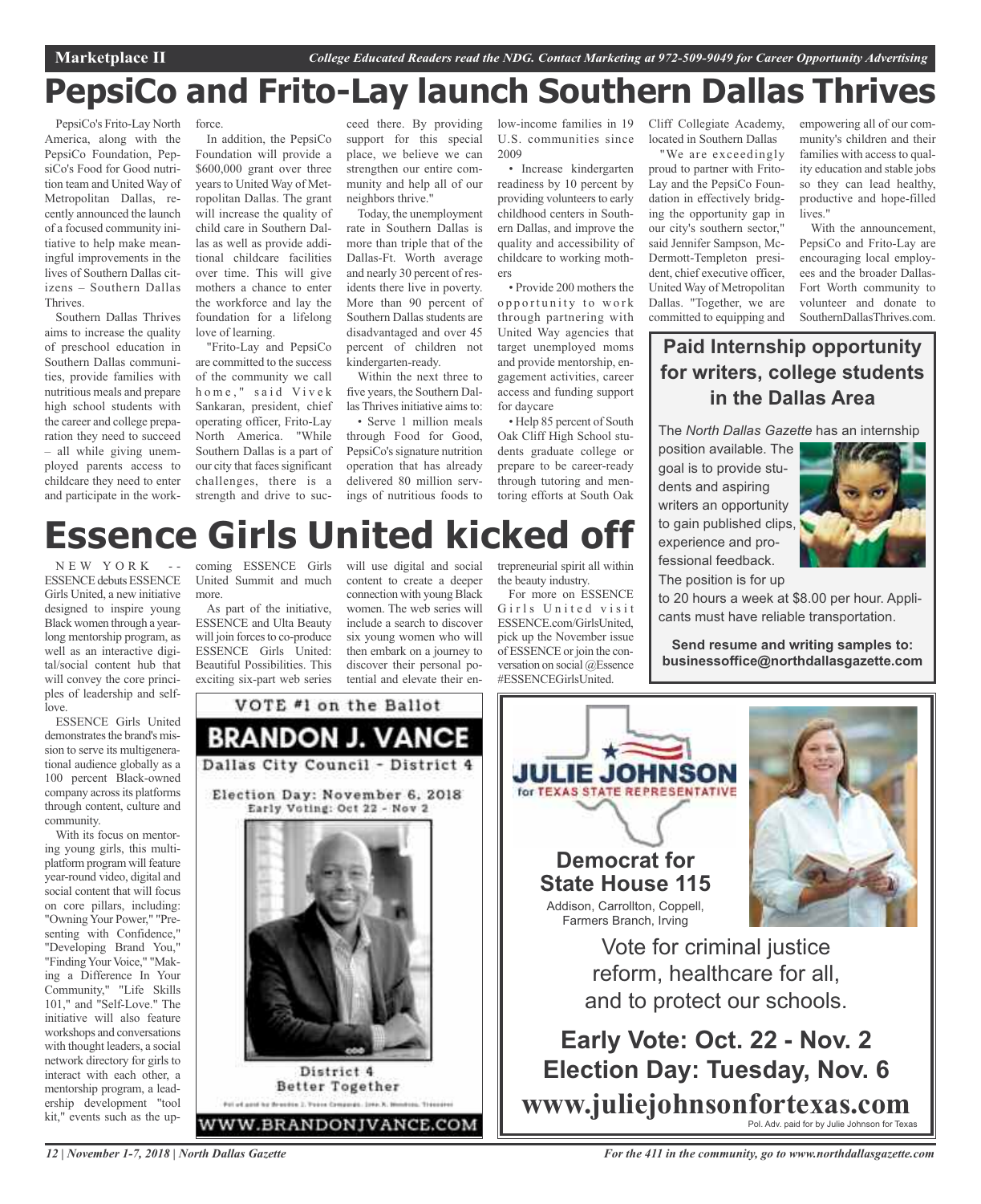# PepsiCo and Frito-Lay launch Southern Dallas Thrives

PepsiCo's Frito-Lay North America, along with the PepsiCo Foundation, PepsiCo's Food for Good nutrition team and United Way of Metropolitan Dallas, recently announced the launch of a focused community initiative to help make meaningful improvements in the lives of Southern Dallas citizens – Southern Dallas Thrives.

Southern Dallas Thrives aims to increase the quality of preschool education in Southern Dallas communities, provide families with nutritious meals and prepare high school students with the career and college preparation they need to succeed – all while giving unemployed parents access to childcare they need to enter and participate in the workforce.

In addition, the PepsiCo Foundation will provide a $600,000 grant over three years to United Way of Metropolitan Dallas. The grant will increase the quality of child care in Southern Dallas as well as provide additional childcare facilities over time. This will give mothers a chance to enter the workforce and lay the foundation for a lifelong love of learning.

"Frito-Lay and PepsiCo are committed to the success of the community we call home," said Vivek Sankaran, president, chief operating officer, Frito-Lay North America. "While Southern Dallas is a part of our city that faces significant challenges, there is a strength and drive to succeed there. By providing support for this special place, we believe we can strengthen our entire community and help all of our neighbors thrive."

Today, the unemployment rate in Southern Dallas is more than triple that of the Dallas-Ft. Worth average and nearly 30 percent of residents there live in poverty. More than 90 percent of Southern Dallas students are disadvantaged and over 45 percent of children not kindergarten-ready.

Within the next three to five years, the Southern Dallas Thrives initiative aims to:

- Serve 1 million meals through Food for Good, PepsiCo's signature nutrition operation that has already delivered 80 million servings of nutritious foods to low-income families in 19 U.S. communities since 2009
- Increase kindergarten readiness by 10 percent by providing volunteers to early childhood centers in Southern Dallas, and improve the quality and accessibility of childcare to working mothers
- Provide 200 mothers the opportunity to work through partnering with United Way agencies that target unemployed moms and provide mentorship, engagement activities, career access and funding support for daycare
- Help 85 percent of South Oak Cliff High School students graduate college or prepare to be career-ready through tutoring and mentoring efforts at South Oak Cliff Collegiate Academy, located in Southern Dallas

"We are exceedingly proud to partner with Frito-Lay and the PepsiCo Foundation in effectively bridging the opportunity gap in our city's southern sector," said Jennifer Sampson, McDermott-Templeton president, chief executive officer, United Way of Metropolitan Dallas. "Together, we are committed to equipping and empowering all of our community's children and their families with access to quality education and stable jobs so they can lead healthy, productive and hope-filled lives."

With the announcement, PepsiCo and Frito-Lay are encouraging local employees and the broader Dallas-Fort Worth community to volunteer and donate to SouthernDallasThrives.com.

## Paid Internship opportunity for writers, college students in the Dallas Area

The *North Dallas Gazette* has an internship position available. The goal is to provide students and aspiring writers an opportunity to gain published clips, experience and professional feedback. The position is for up to 20 hours a week at $8.00 per hour. Applicants must have reliable transportation.

**Send resume and writing samples to: businessoffice@northdallasgazette.com**

# Essence Girls United kicked off

NEW YORK -- ESSENCE debuts ESSENCE Girls United, a new initiative designed to inspire young Black women through a yearlong mentorship program, as well as an interactive digital/social content hub that will convey the core principles of leadership and self-love.

ESSENCE Girls United demonstrates the brand's mission to serve its multigenerational audience globally as a 100 percent Black-owned company across its platforms through content, culture and community.

With its focus on mentoring young girls, this multiplatform program will feature year-round video, digital and social content that will focus on core pillars, including: "Owning Your Power," "Presenting with Confidence," "Developing Brand You," "Finding Your Voice," "Making a Difference In Your Community," "Life Skills 101," and "Self-Love." The initiative will also feature workshops and conversations with thought leaders, a social network directory for girls to interact with each other, a mentorship program, a leadership development "tool kit," events such as the upcoming ESSENCE Girls United Summit and much more.

As part of the initiative, ESSENCE and Ulta Beauty will join forces to co-produce ESSENCE Girls United: Beautiful Possibilities. This exciting six-part web series will use digital and social content to create a deeper connection with young Black women. The web series will include a search to discover six young women who will then embark on a journey to discover their personal potential and elevate their entrepreneurial spirit all within the beauty industry.

For more on ESSENCE Girls United visit ESSENCE.com/GirlsUnited, pick up the November issue of ESSENCE or join the conversation on social @Essence #ESSENCEGirlsUnited.

---

VOTE #1 on the Ballot

**BRANDON J. VANCE**

Dallas City Council - District 4

Election Day: November 6, 2018
Early Voting: Oct 22 - Nov 2

District 4
Better Together

Pol ad paid for by Brandon J. Vance Campaign, John K. Woodson, Treasurer

WWW.BRANDONJVANCE.COM

---

**JULIE JOHNSON**
for TEXAS STATE REPRESENTATIVE

**Democrat for State House 115**

Addison, Carrollton, Coppell, Farmers Branch, Irving

Vote for criminal justice reform, healthcare for all, and to protect our schools.

**Early Vote: Oct. 22 - Nov. 2**
**Election Day: Tuesday, Nov. 6**

**www.juliejohnsonfortexas.com**

Pol. Adv. paid for by Julie Johnson for Texas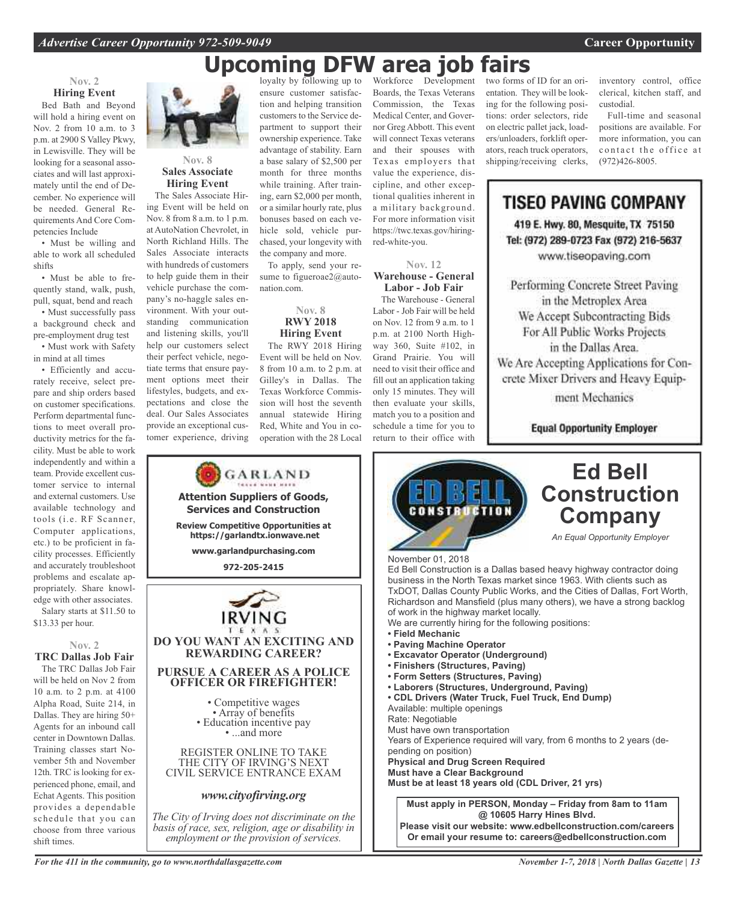# Upcoming DFW area job fairs

### Nov. 2
### Hiring Event

Bed Bath and Beyond will hold a hiring event on Nov. 2 from 10 a.m. to 3 p.m. at 2900 S Valley Pkwy, in Lewisville. They will be looking for a seasonal associates and will last approximately until the end of December. No experience will be needed. General Requirements And Core Competencies Include

- Must be willing and able to work all scheduled shifts
- Must be able to frequently stand, walk, push, pull, squat, bend and reach
- Must successfully pass a background check and pre-employment drug test
- Must work with Safety in mind at all times
- Efficiently and accurately receive, select prepare and ship orders based on customer specifications. Perform departmental functions to meet overall productivity metrics for the facility. Must be able to work independently and within a team. Provide excellent customer service to internal and external customers. Use available technology and tools (i.e. RF Scanner, Computer applications, etc.) to be proficient in facility processes. Efficiently and accurately troubleshoot problems and escalate appropriately. Share knowledge with other associates.

Salary starts at $11.50 to $13.33 per hour.

### Nov. 2
### TRC Dallas Job Fair

The TRC Dallas Job Fair will be held on Nov 2 from 10 a.m. to 2 p.m. at 4100 Alpha Road, Suite 214, in Dallas. They are hiring 50+ Agents for an inbound call center in Downtown Dallas. Training classes start November 5th and November 12th. TRC is looking for experienced phone, email, and Echat Agents. This position provides a dependable schedule that you can choose from three various shift times.

### Nov. 8
### Sales Associate Hiring Event

The Sales Associate Hiring Event will be held on Nov. 8 from 8 a.m. to 1 p.m. at AutoNation Chevrolet, in North Richland Hills. The Sales Associate interacts with hundreds of customers to help guide them in their vehicle purchase the company's no-haggle sales environment. With your outstanding communication and listening skills, you'll help our customers select their perfect vehicle, negotiate terms that ensure payment options meet their lifestyles, budgets, and expectations and close the deal. Our Sales Associates provide an exceptional customer experience, driving loyalty by following up to ensure customer satisfaction and helping transition customers to the Service department to support their ownership experience. Take advantage of stability. Earn a base salary of $2,500 per month for three months while training. After training, earn $2,000 per month, or a similar hourly rate, plus bonuses based on each vehicle sold, vehicle purchased, your longevity with the company and more.

To apply, send your resume to figueroae2@autonation.com.

### Nov. 8
### RWY 2018 Hiring Event

The RWY 2018 Hiring Event will be held on Nov. 8 from 10 a.m. to 2 p.m. at Gilley's in Dallas. The Texas Workforce Commission will host the seventh annual statewide Hiring Red, White and You in cooperation with the 28 Local Workforce Development Boards, the Texas Veterans Commission, the Texas Medical Center, and Governor Greg Abbott. This event will connect Texas veterans and their spouses with Texas employers that value the experience, discipline, and other exceptional qualities inherent in a military background. For more information visit https://twc.texas.gov/hiring-red-white-you.

### Nov. 12
### Warehouse - General Labor - Job Fair

The Warehouse - General Labor - Job Fair will be held on Nov. 12 from 9 a.m. to 1 p.m. at 2100 North Highway 360, Suite #102, in Grand Prairie. You will need to visit their office and fill out an application taking only 15 minutes. They will then evaluate your skills, match you to a position and schedule a time for you to return to their office with two forms of ID for an orientation. They will be looking for the following positions: order selectors, ride on electric pallet jack, loaders/unloaders, forklift operators, reach truck operators, shipping/receiving clerks, inventory control, office clerical, kitchen staff, and custodial.

Full-time and seasonal positions are available. For more information, you can contact the office at (972)426-8005.

---

**TISEO PAVING COMPANY**

419 E. Hwy. 80, Mesquite, TX 75150
Tel: (972) 289-0723 Fax (972) 216-5637
www.tiseopaving.com

Performing Concrete Street Paving in the Metroplex Area
We Accept Subcontracting Bids For All Public Works Projects in the Dallas Area.
We Are Accepting Applications for Concrete Mixer Drivers and Heavy Equipment Mechanics

**Equal Opportunity Employer**

---

**GARLAND**

**Attention Suppliers of Goods, Services and Construction**

**Review Competitive Opportunities at https://garlandtx.ionwave.net**

**www.garlandpurchasing.com**

**972-205-2415**

---

**IRVING TEXAS**

**DO YOU WANT AN EXCITING AND REWARDING CAREER?**

**PURSUE A CAREER AS A POLICE OFFICER OR FIREFIGHTER!**

- Competitive wages
- Array of benefits
- Education incentive pay
- ...and more

REGISTER ONLINE TO TAKE THE CITY OF IRVING'S NEXT CIVIL SERVICE ENTRANCE EXAM

*www.cityofirving.org*

*The City of Irving does not discriminate on the basis of race, sex, religion, age or disability in employment or the provision of services.*

---

**Ed Bell Construction Company**

*An Equal Opportunity Employer*

November 01, 2018

Ed Bell Construction is a Dallas based heavy highway contractor doing business in the North Texas market since 1963. With clients such as TxDOT, Dallas County Public Works, and the Cities of Dallas, Fort Worth, Richardson and Mansfield (plus many others), we have a strong backlog of work in the highway market locally.

We are currently hiring for the following positions:

- **Field Mechanic**
- **Paving Machine Operator**
- **Excavator Operator (Underground)**
- **Finishers (Structures, Paving)**
- **Form Setters (Structures, Paving)**
- **Laborers (Structures, Underground, Paving)**
- **CDL Drivers (Water Truck, Fuel Truck, End Dump)**

Available: multiple openings
Rate: Negotiable
Must have own transportation
Years of Experience required will vary, from 6 months to 2 years (depending on position)
**Physical and Drug Screen Required**
**Must have a Clear Background**
**Must be at least 18 years old (CDL Driver, 21 yrs)**

**Must apply in PERSON, Monday – Friday from 8am to 11am @ 10605 Harry Hines Blvd.**
**Please visit our website: www.edbellconstruction.com/careers**
**Or email your resume to: careers@edbellconstruction.com**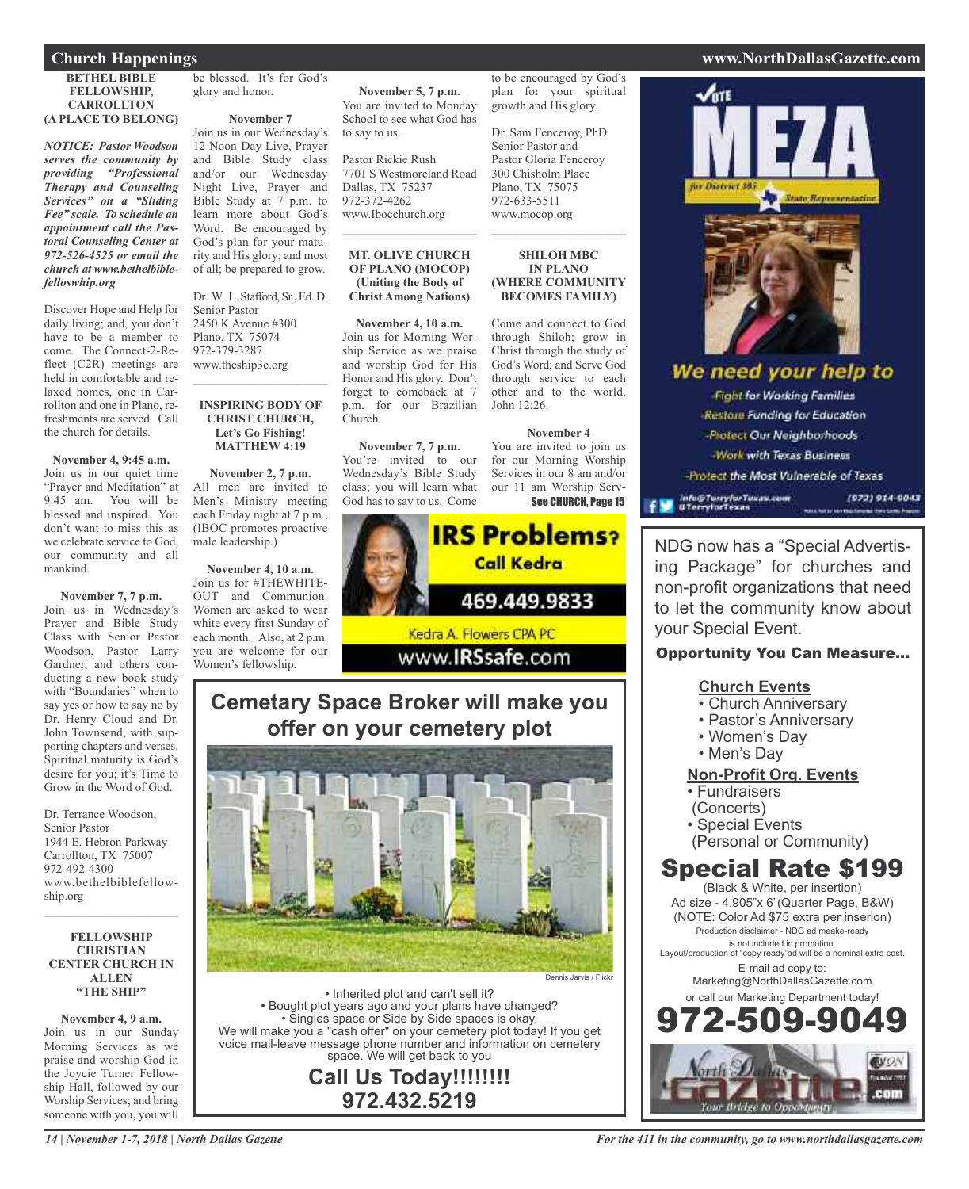## Church Happenings

### BETHEL BIBLE FELLOWSHIP, CARROLLTON (A PLACE TO BELONG)

***NOTICE: Pastor Woodson serves the community by providing "Professional Therapy and Counseling Services" on a "Sliding Fee" scale. To schedule an appointment call the Pastoral Counseling Center at 972-526-4525 or email the church at www.bethelbiblefelloswhip.org***

Discover Hope and Help for daily living; and, you don't have to be a member to come. The Connect-2-Reflect (C2R) meetings are held in comfortable and relaxed homes, one in Carrollton and one in Plano, refreshments are served. Call the church for details.

**November 4, 9:45 a.m.**
Join us in our quiet time "Prayer and Meditation" at 9:45 am. You will be blessed and inspired. You don't want to miss this as we celebrate service to God, our community and all mankind.

**November 7, 7 p.m.**
Join us in Wednesday's Prayer and Bible Study Class with Senior Pastor Woodson, Pastor Larry Gardner, and others conducting a new book study with "Boundaries" when to say yes or how to say no by Dr. Henry Cloud and Dr. John Townsend, with supporting chapters and verses. Spiritual maturity is God's desire for you; it's Time to Grow in the Word of God.

Dr. Terrance Woodson,
Senior Pastor
1944 E. Hebron Parkway
Carrollton, TX 75007
972-492-4300
www.bethelbiblefellowship.org

---

### FELLOWSHIP CHRISTIAN CENTER CHURCH IN ALLEN "THE SHIP"

**November 4, 9 a.m.**
Join us in our Sunday Morning Services as we praise and worship God in the Joycie Turner Fellowship Hall, followed by our Worship Services; and bring someone with you, you will be blessed. It's for God's glory and honor.

**November 7**
Join us in our Wednesday's 12 Noon-Day Live, Prayer and Bible Study class and/or our Wednesday Night Live, Prayer and Bible Study at 7 p.m. to learn more about God's Word. Be encouraged by God's plan for your maturity and His glory; and most of all; be prepared to grow.

Dr. W. L. Stafford, Sr., Ed. D.
Senior Pastor
2450 K Avenue #300
Plano, TX 75074
972-379-3287
www.theship3c.org

---

### INSPIRING BODY OF CHRIST CHURCH, Let's Go Fishing! MATTHEW 4:19

**November 2, 7 p.m.**
All men are invited to Men's Ministry meeting each Friday night at 7 p.m., (IBOC promotes proactive male leadership.)

**November 4, 10 a.m.**
Join us for #THEWHITE-OUT and Communion. Women are asked to wear white every first Sunday of each month. Also, at 2 p.m. you are welcome for our Women's fellowship.

**November 5, 7 p.m.**
You are invited to Monday School to see what God has to say to us.

Pastor Rickie Rush
7701 S Westmoreland Road
Dallas, TX 75237
972-372-4262
www.Ibocchurch.org

---

### MT. OLIVE CHURCH OF PLANO (MOCOP) (Uniting the Body of Christ Among Nations)

**November 4, 10 a.m.**
Join us for Morning Worship Service as we praise and worship God for His Honor and His glory. Don't forget to comeback at 7 p.m. for our Brazilian Church.

**November 7, 7 p.m.**
You're invited to our Wednesday's Bible Study class; you will learn what God has to say to us. Come to be encouraged by God's plan for your spiritual growth and His glory.

Dr. Sam Fenceroy, PhD
Senior Pastor and
Pastor Gloria Fenceroy
300 Chisholm Place
Plano, TX 75075
972-633-5511
www.mocop.org

---

### SHILOH MBC IN PLANO (WHERE COMMUNITY BECOMES FAMILY)

Come and connect to God through Shiloh; grow in Christ through the study of God's Word; and Serve God through service to each other and to the world. John 12:26.

**November 4**
You are invited to join us for our Morning Worship Services in our 8 am and/or our 11 am Worship Serv-

**See CHURCH, Page 15**

---

**IRS Problems? Call Kedra**
469.449.9833
Kedra A. Flowers CPA PC
www.IRSsafe.com

---

**Cemetary Space Broker will make you offer on your cemetery plot**

Dennis Jarvis / Flickr

- Inherited plot and can't sell it?
- Bought plot years ago and your plans have changed?
- Singles space or Side by Side spaces is okay.

We will make you a "cash offer" on your cemetery plot today! If you get voice mail-leave message phone number and information on cemetery space. We will get back to you

**Call Us Today!!!!!!!!**
**972.432.5219**

---

**Vote MEZA** for District 105 State Representative

**We need your help to**
- Fight for Working Families
- Restore Funding for Education
- Protect Our Neighborhoods
- Work with Texas Business
- Protect the Most Vulnerable of Texas

info@TerryforTexas.com @TerryforTexas (972) 914-9043

---

NDG now has a "Special Advertising Package" for churches and non-profit organizations that need to let the community know about your Special Event.

**Opportunity You Can Measure...**

**Church Events**
- Church Anniversary
- Pastor's Anniversary
- Women's Day
- Men's Day

**Non-Profit Org. Events**
- Fundraisers (Concerts)
- Special Events (Personal or Community)

**Special Rate $199**
(Black & White, per insertion)
Ad size - 4.905"x 6"(Quarter Page, B&W)
(NOTE: Color Ad $75 extra per inserion)
Production disclaimer - NDG ad meake-ready is not included in promotion.
Layout/production of "copy ready"ad will be a nominal extra cost.
E-mail ad copy to:
Marketing@NorthDallasGazette.com
or call our Marketing Department today!
**972-509-9049**

North Dallas Gazette .com — Your Bridge to Opportunity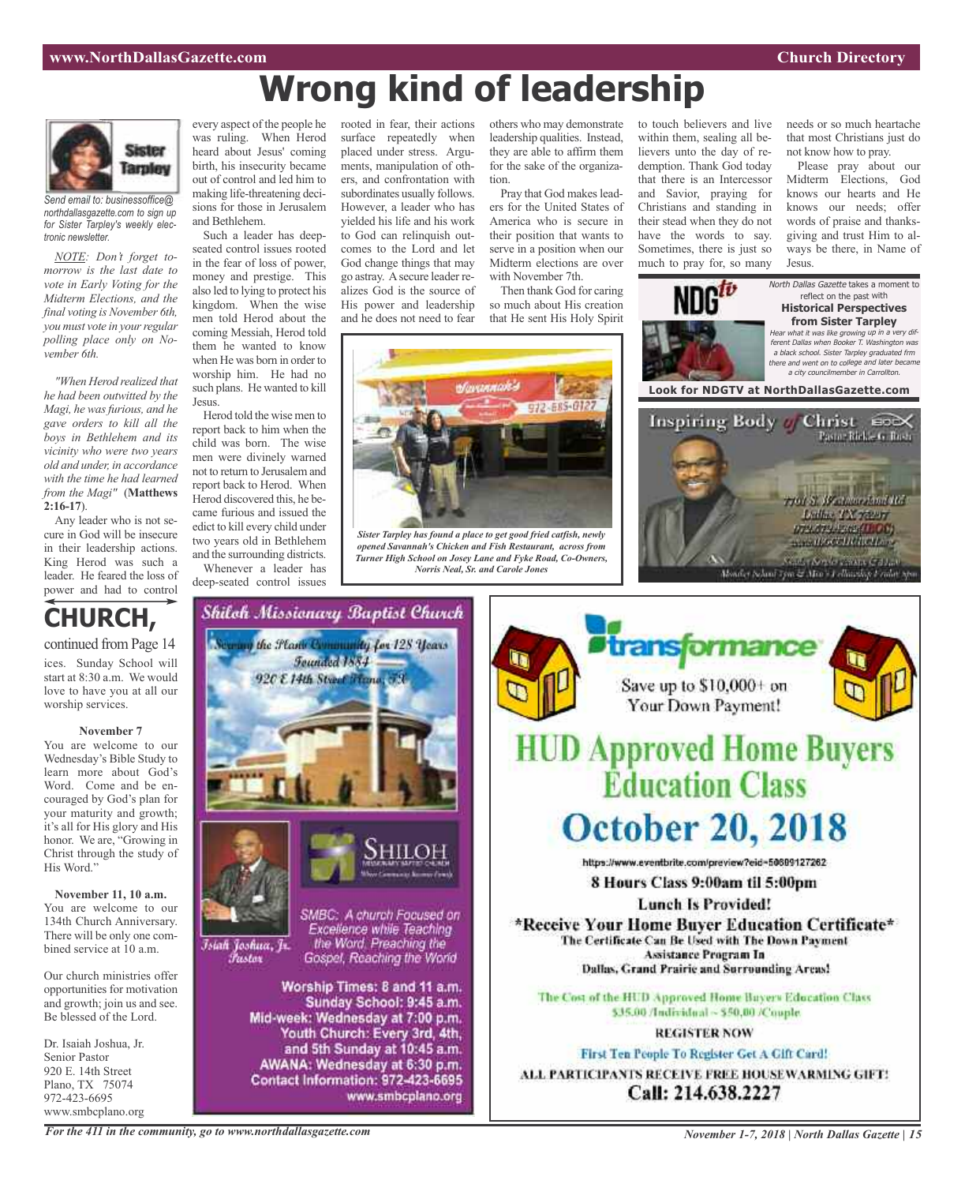# Wrong kind of leadership

*Send email to: businessoffice@northdallasgazette.com to sign up for Sister Tarpley's weekly electronic newsletter.*

*NOTE: Don't forget tomorrow is the last date to vote in Early Voting for the Midterm Elections, and the final voting is November 6th, you must vote in your regular polling place only on November 6th.*

*"When Herod realized that he had been outwitted by the Magi, he was furious, and he gave orders to kill all the boys in Bethlehem and its vicinity who were two years old and under, in accordance with the time he had learned from the Magi"* (**Matthews 2:16-17**).

Any leader who is not secure in God will be insecure in their leadership actions. King Herod was such a leader. He feared the loss of power and had to control every aspect of the people he was ruling. When Herod heard about Jesus' coming birth, his insecurity became out of control and led him to making life-threatening decisions for those in Jerusalem and Bethlehem.

Such a leader has deep-seated control issues rooted in the fear of loss of power, money and prestige. This also led to lying to protect his kingdom. When the wise men told Herod about the coming Messiah, Herod told them he wanted to know when He was born in order to worship him. He had no such plans. He wanted to kill Jesus.

Herod told the wise men to report back to him when the child was born. The wise men were divinely warned not to return to Jerusalem and report back to Herod. When Herod discovered this, he became furious and issued the edict to kill every child under two years old in Bethlehem and the surrounding districts.

Whenever a leader has deep-seated control issues rooted in fear, their actions surface repeatedly when placed under stress. Arguments, manipulation of others, and confrontation with subordinates usually follows. However, a leader who has yielded his life and his work to God can relinquish outcomes to the Lord and let God change things that may go astray. A secure leader realizes God is the source of His power and leadership and he does not need to fear others who may demonstrate leadership qualities. Instead, they are able to affirm them for the sake of the organization.

Pray that God makes leaders for the United States of America who is secure in their position that wants to serve in a position when our Midterm elections are over with November 7th.

Then thank God for caring so much about His creation that He sent His Holy Spirit to touch believers and live within them, sealing all believers unto the day of redemption. Thank God today that there is an Intercessor and Savior, praying for Christians and standing in their stead when they do not have the words to say. Sometimes, there is just so much to pray for, so many needs or so much heartache that most Christians just do not know how to pray.

Please pray about our Midterm Elections, God knows our hearts and He knows our needs; offer words of praise and thanksgiving and trust Him to always be there, in Name of Jesus.

*Sister Tarpley has found a place to get good fried catfish, newly opened Savannah's Chicken and Fish Restaurant, across from Turner High School on Josey Lane and Fyke Road, Co-Owners, Norris Neal, Sr. and Carole Jones*

*North Dallas Gazette* takes a moment to reflect on the past with **Historical Perspectives from Sister Tarpley**

*Hear what it was like growing up in a very different Dallas when Booker T. Washington was a black school. Sister Tarpley graduated frm there and went on to college and later became a city councilmember in Carrollton.*

**Look for NDGTV at NorthDallasGazette.com**

## CHURCH,

continued from Page 14

ices. Sunday School will start at 8:30 a.m. We would love to have you at all our worship services.

**November 7**

You are welcome to our Wednesday's Bible Study to learn more about God's Word. Come and be encouraged by God's plan for your maturity and growth; it's all for His glory and His honor. We are, "Growing in Christ through the study of His Word."

**November 11, 10 a.m.**

You are welcome to our 134th Church Anniversary. There will be only one combined service at 10 a.m.

Our church ministries offer opportunities for motivation and growth; join us and see. Be blessed of the Lord.

Dr. Isaiah Joshua, Jr.
Senior Pastor
920 E. 14th Street
Plano, TX 75074
972-423-6695
www.smbcplano.org

**Shiloh Missionary Baptist Church**

Serving the Plano Community for 128 Years
Founded 1884
920 E 14th Street Plano, TX

Isiah Joshua, Jr. Pastor

SMBC: A church Focused on Excellence while Teaching the Word, Preaching the Gospel, Reaching the World

**Worship Times: 8 and 11 a.m.**
**Sunday School: 9:45 a.m.**
**Mid-week: Wednesday at 7:00 p.m.**
**Youth Church: Every 3rd, 4th, and 5th Sunday at 10:45 a.m.**
**AWANA: Wednesday at 6:30 p.m.**
**Contact Information: 972-423-6695**
**www.smbcplano.org**

**transformance**

Save up to $10,000+ on Your Down Payment!

# HUD Approved Home Buyers Education Class

# October 20, 2018

https://www.eventbrite.com/preview?eid=50809127262

**8 Hours Class 9:00am til 5:00pm**

**Lunch Is Provided!**

**\*Receive Your Home Buyer Education Certificate\***

**The Certificate Can Be Used with The Down Payment Assistance Program In Dallas, Grand Prairie and Surrounding Areas!**

The Cost of the HUD Approved Home Buyers Education Class $35.00 /Individual ~ $50.00 /Couple

**REGISTER NOW**

**First Ten People To Register Get A Gift Card!**

**ALL PARTICIPANTS RECEIVE FREE HOUSEWARMING GIFT!**

**Call: 214.638.2227**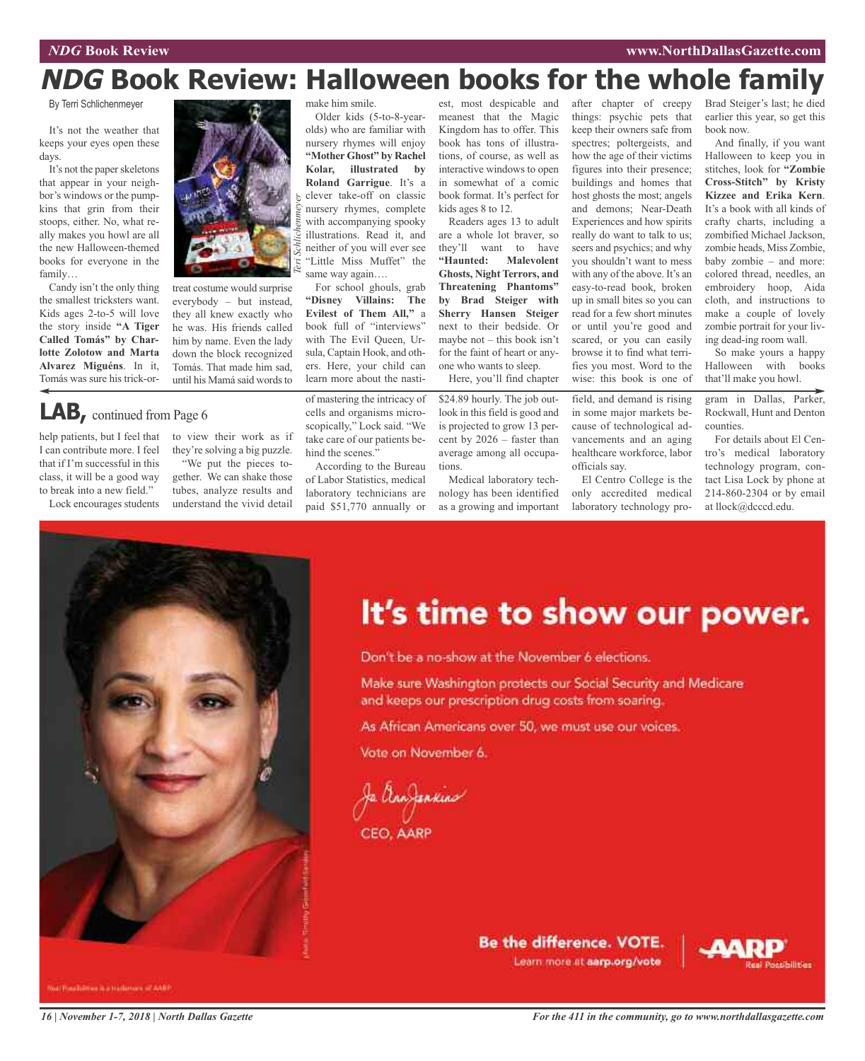# NDG Book Review: Halloween books for the whole family

By Terri Schlichenmeyer

It's not the weather that keeps your eyes open these days.

It's not the paper skeletons that appear in your neighbor's windows or the pumpkins that grin from their stoops, either. No, what really makes you howl are all the new Halloween-themed books for everyone in the family…

Candy isn't the only thing the smallest tricksters want. Kids ages 2-to-5 will love the story inside **"A Tiger Called Tomás" by Charlotte Zolotow and Marta Alvarez Miguéns**. In it, Tomás was sure his trick-or-treat costume would surprise everybody – but instead, they all knew exactly who he was. His friends called him by name. Even the lady down the block recognized Tomás. That made him sad, until his Mamá said words to make him smile.

*Teri Schlichenmeyer*

Older kids (5-to-8-year-olds) who are familiar with nursery rhymes will enjoy **"Mother Ghost" by Rachel Kolar, illustrated by Roland Garrigue**. It's a clever take-off on classic nursery rhymes, complete with accompanying spooky illustrations. Read it, and neither of you will ever see "Little Miss Muffet" the same way again….

For school ghouls, grab **"Disney Villains: The Evilest of Them All,"** a book full of "interviews" with The Evil Queen, Ursula, Captain Hook, and others. Here, your child can learn more about the nastiest, most despicable and meanest that the Magic Kingdom has to offer. This book has tons of illustrations, of course, as well as interactive windows to open in somewhat of a comic book format. It's perfect for kids ages 8 to 12.

Readers ages 13 to adult are a whole lot braver, so they'll want to have **"Haunted: Malevolent Ghosts, Night Terrors, and Threatening Phantoms" by Brad Steiger with Sherry Hansen Steiger** next to their bedside. Or maybe not – this book isn't for the faint of heart or anyone who wants to sleep.

Here, you'll find chapter after chapter of creepy things: psychic pets that keep their owners safe from spectres; poltergeists, and how the age of their victims figures into their presence; buildings and homes that host ghosts the most; angels and demons; Near-Death Experiences and how spirits really do want to talk to us; seers and psychics; and why you shouldn't want to mess with any of the above. It's an easy-to-read book, broken up in small bites so you can read for a few short minutes or until you're good and scared, or you can easily browse it to find what terrifies you most. Word to the wise: this book is one of Brad Steiger's last; he died earlier this year, so get this book now.

And finally, if you want Halloween to keep you in stitches, look for **"Zombie Cross-Stitch" by Kristy Kizzee and Erika Kern**. It's a book with all kinds of crafty charts, including a zombified Michael Jackson, zombie heads, Miss Zombie, baby zombie – and more: colored thread, needles, an embroidery hoop, Aida cloth, and instructions to make a couple of lovely zombie portrait for your living dead-ing room wall.

So make yours a happy Halloween with books that'll make you howl.

## LAB, continued from Page 6

help patients, but I feel that I can contribute more. I feel that if I'm successful in this class, it will be a good way to break into a new field."

Lock encourages students to view their work as if they're solving a big puzzle.

"We put the pieces together. We can shake those tubes, analyze results and understand the vivid detail of mastering the intricacy of cells and organisms microscopically," Lock said. "We take care of our patients behind the scenes."

According to the Bureau of Labor Statistics, medical laboratory technicians are paid $51,770 annually or $24.89 hourly. The job outlook in this field is good and is projected to grow 13 percent by 2026 – faster than average among all occupations.

Medical laboratory technology has been identified as a growing and important field, and demand is rising in some major markets because of technological advancements and an aging healthcare workforce, labor officials say.

El Centro College is the only accredited medical laboratory technology program in Dallas, Parker, Rockwall, Hunt and Denton counties.

For details about El Centro's medical laboratory technology program, contact Lisa Lock by phone at 214-860-2304 or by email at llock@dcccd.edu.

---

# It's time to show our power.

Don't be a no-show at the November 6 elections.

Make sure Washington protects our Social Security and Medicare and keeps our prescription drug costs from soaring.

As African Americans over 50, we must use our voices.

Vote on November 6.

Jo Ann Jenkins
CEO, AARP

**Be the difference. VOTE.**
Learn more at **aarp.org/vote**

AARP Real Possibilities

Real Possibilities is a trademark of AARP.